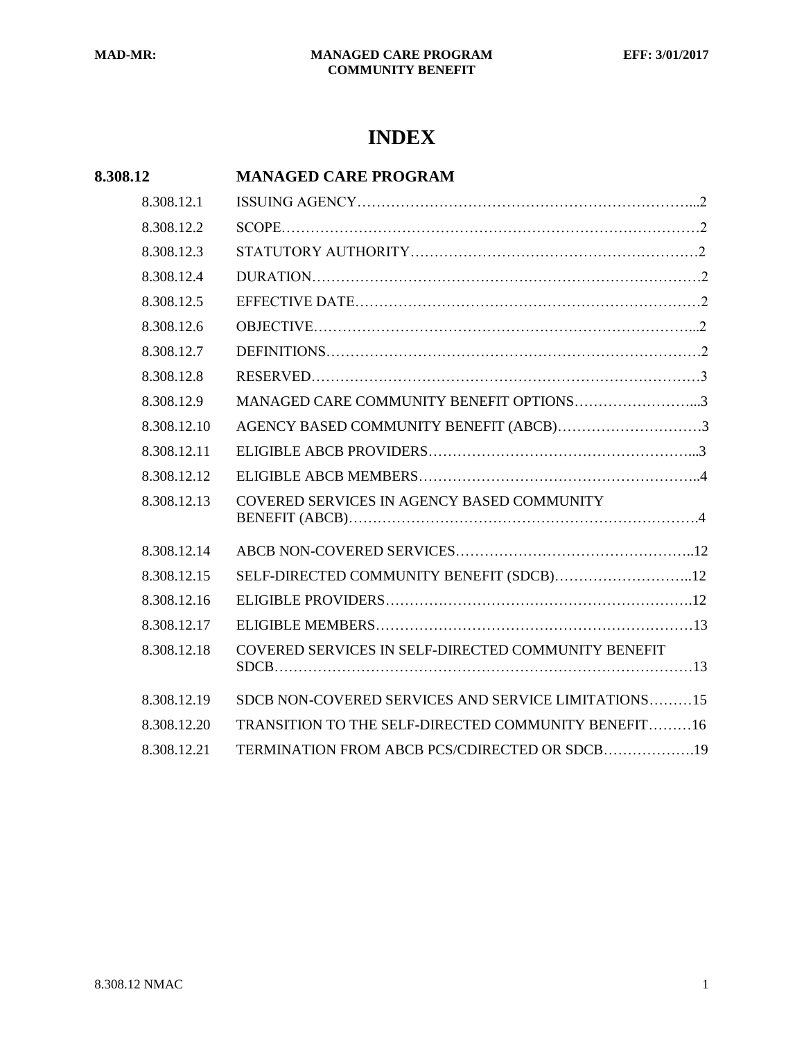# INDEX

## 8.308.12 MANAGED CARE PROGRAM

| | | |
|---|---|---|
| 8.308.12.1 | ISSUING AGENCY | 2 |
| 8.308.12.2 | SCOPE | 2 |
| 8.308.12.3 | STATUTORY AUTHORITY | 2 |
| 8.308.12.4 | DURATION | 2 |
| 8.308.12.5 | EFFECTIVE DATE | 2 |
| 8.308.12.6 | OBJECTIVE | 2 |
| 8.308.12.7 | DEFINITIONS | 2 |
| 8.308.12.8 | RESERVED | 3 |
| 8.308.12.9 | MANAGED CARE COMMUNITY BENEFIT OPTIONS | 3 |
| 8.308.12.10 | AGENCY BASED COMMUNITY BENEFIT (ABCB) | 3 |
| 8.308.12.11 | ELIGIBLE ABCB PROVIDERS | 3 |
| 8.308.12.12 | ELIGIBLE ABCB MEMBERS | 4 |
| 8.308.12.13 | COVERED SERVICES IN AGENCY BASED COMMUNITY BENEFIT (ABCB) | 4 |
| 8.308.12.14 | ABCB NON-COVERED SERVICES | 12 |
| 8.308.12.15 | SELF-DIRECTED COMMUNITY BENEFIT (SDCB) | 12 |
| 8.308.12.16 | ELIGIBLE PROVIDERS | 12 |
| 8.308.12.17 | ELIGIBLE MEMBERS | 13 |
| 8.308.12.18 | COVERED SERVICES IN SELF-DIRECTED COMMUNITY BENEFIT SDCB | 13 |
| 8.308.12.19 | SDCB NON-COVERED SERVICES AND SERVICE LIMITATIONS | 15 |
| 8.308.12.20 | TRANSITION TO THE SELF-DIRECTED COMMUNITY BENEFIT | 16 |
| 8.308.12.21 | TERMINATION FROM ABCB PCS/CDIRECTED OR SDCB | 19 |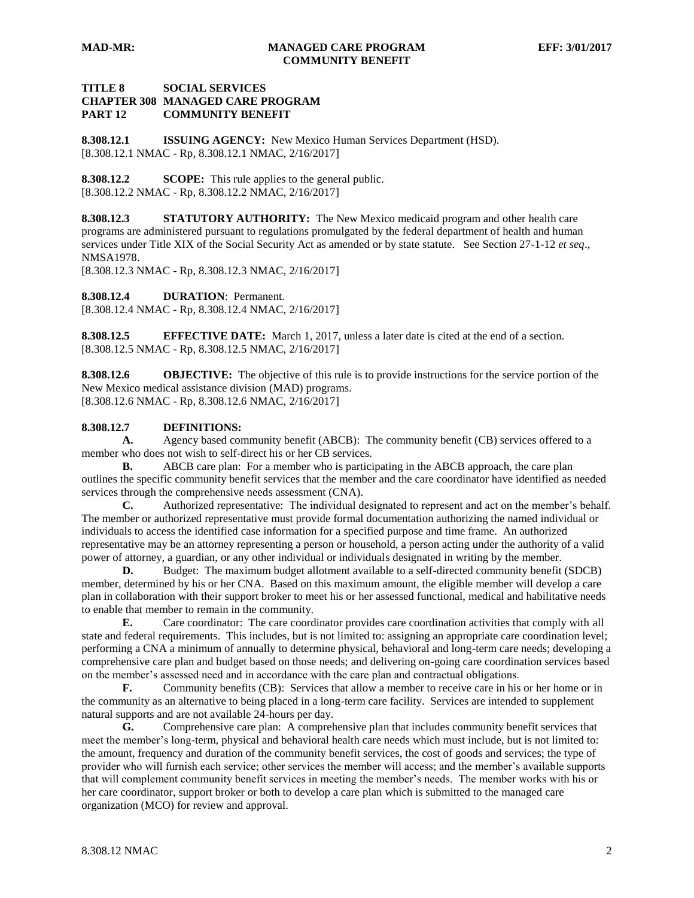# TITLE 8 SOCIAL SERVICES
## CHAPTER 308 MANAGED CARE PROGRAM
## PART 12 COMMUNITY BENEFIT

**8.308.12.1 ISSUING AGENCY:** New Mexico Human Services Department (HSD).
[8.308.12.1 NMAC - Rp, 8.308.12.1 NMAC, 2/16/2017]

**8.308.12.2 SCOPE:** This rule applies to the general public.
[8.308.12.2 NMAC - Rp, 8.308.12.2 NMAC, 2/16/2017]

**8.308.12.3 STATUTORY AUTHORITY:** The New Mexico medicaid program and other health care programs are administered pursuant to regulations promulgated by the federal department of health and human services under Title XIX of the Social Security Act as amended or by state statute. See Section 27-1-12 *et seq*., NMSA1978.
[8.308.12.3 NMAC - Rp, 8.308.12.3 NMAC, 2/16/2017]

**8.308.12.4 DURATION**: Permanent.
[8.308.12.4 NMAC - Rp, 8.308.12.4 NMAC, 2/16/2017]

**8.308.12.5 EFFECTIVE DATE:** March 1, 2017, unless a later date is cited at the end of a section.
[8.308.12.5 NMAC - Rp, 8.308.12.5 NMAC, 2/16/2017]

**8.308.12.6 OBJECTIVE:** The objective of this rule is to provide instructions for the service portion of the New Mexico medical assistance division (MAD) programs.
[8.308.12.6 NMAC - Rp, 8.308.12.6 NMAC, 2/16/2017]

**8.308.12.7 DEFINITIONS:**

**A.** Agency based community benefit (ABCB): The community benefit (CB) services offered to a member who does not wish to self-direct his or her CB services.

**B.** ABCB care plan: For a member who is participating in the ABCB approach, the care plan outlines the specific community benefit services that the member and the care coordinator have identified as needed services through the comprehensive needs assessment (CNA).

**C.** Authorized representative: The individual designated to represent and act on the member's behalf. The member or authorized representative must provide formal documentation authorizing the named individual or individuals to access the identified case information for a specified purpose and time frame. An authorized representative may be an attorney representing a person or household, a person acting under the authority of a valid power of attorney, a guardian, or any other individual or individuals designated in writing by the member.

**D.** Budget: The maximum budget allotment available to a self-directed community benefit (SDCB) member, determined by his or her CNA. Based on this maximum amount, the eligible member will develop a care plan in collaboration with their support broker to meet his or her assessed functional, medical and habilitative needs to enable that member to remain in the community.

**E.** Care coordinator: The care coordinator provides care coordination activities that comply with all state and federal requirements. This includes, but is not limited to: assigning an appropriate care coordination level; performing a CNA a minimum of annually to determine physical, behavioral and long-term care needs; developing a comprehensive care plan and budget based on those needs; and delivering on-going care coordination services based on the member's assessed need and in accordance with the care plan and contractual obligations.

**F.** Community benefits (CB): Services that allow a member to receive care in his or her home or in the community as an alternative to being placed in a long-term care facility. Services are intended to supplement natural supports and are not available 24-hours per day.

**G.** Comprehensive care plan: A comprehensive plan that includes community benefit services that meet the member's long-term, physical and behavioral health care needs which must include, but is not limited to: the amount, frequency and duration of the community benefit services, the cost of goods and services; the type of provider who will furnish each service; other services the member will access; and the member's available supports that will complement community benefit services in meeting the member's needs. The member works with his or her care coordinator, support broker or both to develop a care plan which is submitted to the managed care organization (MCO) for review and approval.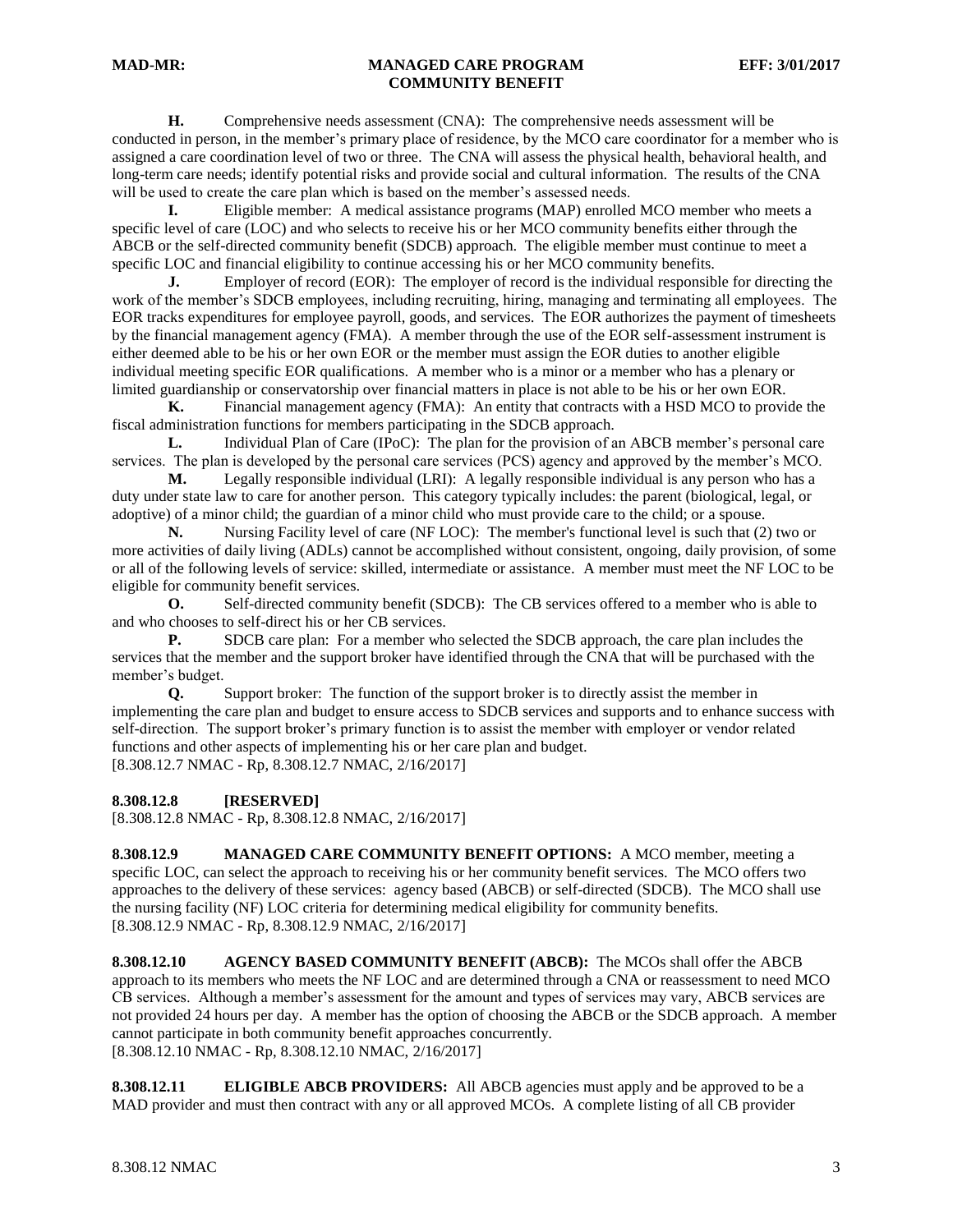**H.** Comprehensive needs assessment (CNA): The comprehensive needs assessment will be conducted in person, in the member's primary place of residence, by the MCO care coordinator for a member who is assigned a care coordination level of two or three. The CNA will assess the physical health, behavioral health, and long-term care needs; identify potential risks and provide social and cultural information. The results of the CNA will be used to create the care plan which is based on the member's assessed needs.

**I.** Eligible member: A medical assistance programs (MAP) enrolled MCO member who meets a specific level of care (LOC) and who selects to receive his or her MCO community benefits either through the ABCB or the self-directed community benefit (SDCB) approach. The eligible member must continue to meet a specific LOC and financial eligibility to continue accessing his or her MCO community benefits.

**J.** Employer of record (EOR): The employer of record is the individual responsible for directing the work of the member's SDCB employees, including recruiting, hiring, managing and terminating all employees. The EOR tracks expenditures for employee payroll, goods, and services. The EOR authorizes the payment of timesheets by the financial management agency (FMA). A member through the use of the EOR self-assessment instrument is either deemed able to be his or her own EOR or the member must assign the EOR duties to another eligible individual meeting specific EOR qualifications. A member who is a minor or a member who has a plenary or limited guardianship or conservatorship over financial matters in place is not able to be his or her own EOR.

**K.** Financial management agency (FMA): An entity that contracts with a HSD MCO to provide the fiscal administration functions for members participating in the SDCB approach.

**L.** Individual Plan of Care (IPoC): The plan for the provision of an ABCB member's personal care services. The plan is developed by the personal care services (PCS) agency and approved by the member's MCO.

**M.** Legally responsible individual (LRI): A legally responsible individual is any person who has a duty under state law to care for another person. This category typically includes: the parent (biological, legal, or adoptive) of a minor child; the guardian of a minor child who must provide care to the child; or a spouse.

**N.** Nursing Facility level of care (NF LOC): The member's functional level is such that (2) two or more activities of daily living (ADLs) cannot be accomplished without consistent, ongoing, daily provision, of some or all of the following levels of service: skilled, intermediate or assistance. A member must meet the NF LOC to be eligible for community benefit services.

**O.** Self-directed community benefit (SDCB): The CB services offered to a member who is able to and who chooses to self-direct his or her CB services.

**P.** SDCB care plan: For a member who selected the SDCB approach, the care plan includes the services that the member and the support broker have identified through the CNA that will be purchased with the member's budget.

**Q.** Support broker: The function of the support broker is to directly assist the member in implementing the care plan and budget to ensure access to SDCB services and supports and to enhance success with self-direction. The support broker's primary function is to assist the member with employer or vendor related functions and other aspects of implementing his or her care plan and budget.

[8.308.12.7 NMAC - Rp, 8.308.12.7 NMAC, 2/16/2017]

**8.308.12.8 [RESERVED]**

[8.308.12.8 NMAC - Rp, 8.308.12.8 NMAC, 2/16/2017]

**8.308.12.9 MANAGED CARE COMMUNITY BENEFIT OPTIONS:** A MCO member, meeting a specific LOC, can select the approach to receiving his or her community benefit services. The MCO offers two approaches to the delivery of these services: agency based (ABCB) or self-directed (SDCB). The MCO shall use the nursing facility (NF) LOC criteria for determining medical eligibility for community benefits.

[8.308.12.9 NMAC - Rp, 8.308.12.9 NMAC, 2/16/2017]

**8.308.12.10 AGENCY BASED COMMUNITY BENEFIT (ABCB):** The MCOs shall offer the ABCB approach to its members who meets the NF LOC and are determined through a CNA or reassessment to need MCO CB services. Although a member's assessment for the amount and types of services may vary, ABCB services are not provided 24 hours per day. A member has the option of choosing the ABCB or the SDCB approach. A member cannot participate in both community benefit approaches concurrently.

[8.308.12.10 NMAC - Rp, 8.308.12.10 NMAC, 2/16/2017]

**8.308.12.11 ELIGIBLE ABCB PROVIDERS:** All ABCB agencies must apply and be approved to be a MAD provider and must then contract with any or all approved MCOs. A complete listing of all CB provider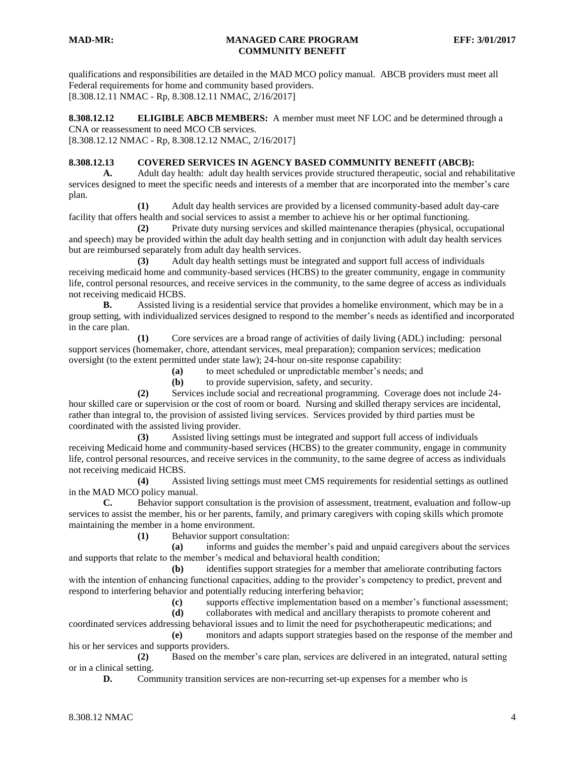qualifications and responsibilities are detailed in the MAD MCO policy manual. ABCB providers must meet all Federal requirements for home and community based providers.
[8.308.12.11 NMAC - Rp, 8.308.12.11 NMAC, 2/16/2017]

**8.308.12.12 ELIGIBLE ABCB MEMBERS:** A member must meet NF LOC and be determined through a CNA or reassessment to need MCO CB services.
[8.308.12.12 NMAC - Rp, 8.308.12.12 NMAC, 2/16/2017]

**8.308.12.13 COVERED SERVICES IN AGENCY BASED COMMUNITY BENEFIT (ABCB):**

**A.** Adult day health: adult day health services provide structured therapeutic, social and rehabilitative services designed to meet the specific needs and interests of a member that are incorporated into the member's care plan.

**(1)** Adult day health services are provided by a licensed community-based adult day-care facility that offers health and social services to assist a member to achieve his or her optimal functioning.

**(2)** Private duty nursing services and skilled maintenance therapies (physical, occupational and speech) may be provided within the adult day health setting and in conjunction with adult day health services but are reimbursed separately from adult day health services.

**(3)** Adult day health settings must be integrated and support full access of individuals receiving medicaid home and community-based services (HCBS) to the greater community, engage in community life, control personal resources, and receive services in the community, to the same degree of access as individuals not receiving medicaid HCBS.

**B.** Assisted living is a residential service that provides a homelike environment, which may be in a group setting, with individualized services designed to respond to the member's needs as identified and incorporated in the care plan.

**(1)** Core services are a broad range of activities of daily living (ADL) including: personal support services (homemaker, chore, attendant services, meal preparation); companion services; medication oversight (to the extent permitted under state law); 24-hour on-site response capability:

**(a)** to meet scheduled or unpredictable member's needs; and

**(b)** to provide supervision, safety, and security.

**(2)** Services include social and recreational programming. Coverage does not include 24-hour skilled care or supervision or the cost of room or board. Nursing and skilled therapy services are incidental, rather than integral to, the provision of assisted living services. Services provided by third parties must be coordinated with the assisted living provider.

**(3)** Assisted living settings must be integrated and support full access of individuals receiving Medicaid home and community-based services (HCBS) to the greater community, engage in community life, control personal resources, and receive services in the community, to the same degree of access as individuals not receiving medicaid HCBS.

**(4)** Assisted living settings must meet CMS requirements for residential settings as outlined in the MAD MCO policy manual.

**C.** Behavior support consultation is the provision of assessment, treatment, evaluation and follow-up services to assist the member, his or her parents, family, and primary caregivers with coping skills which promote maintaining the member in a home environment.

**(1)** Behavior support consultation:

**(a)** informs and guides the member's paid and unpaid caregivers about the services and supports that relate to the member's medical and behavioral health condition;

**(b)** identifies support strategies for a member that ameliorate contributing factors with the intention of enhancing functional capacities, adding to the provider's competency to predict, prevent and respond to interfering behavior and potentially reducing interfering behavior;

**(c)** supports effective implementation based on a member's functional assessment;

**(d)** collaborates with medical and ancillary therapists to promote coherent and coordinated services addressing behavioral issues and to limit the need for psychotherapeutic medications; and

**(e)** monitors and adapts support strategies based on the response of the member and his or her services and supports providers.

**(2)** Based on the member's care plan, services are delivered in an integrated, natural setting or in a clinical setting.

**D.** Community transition services are non-recurring set-up expenses for a member who is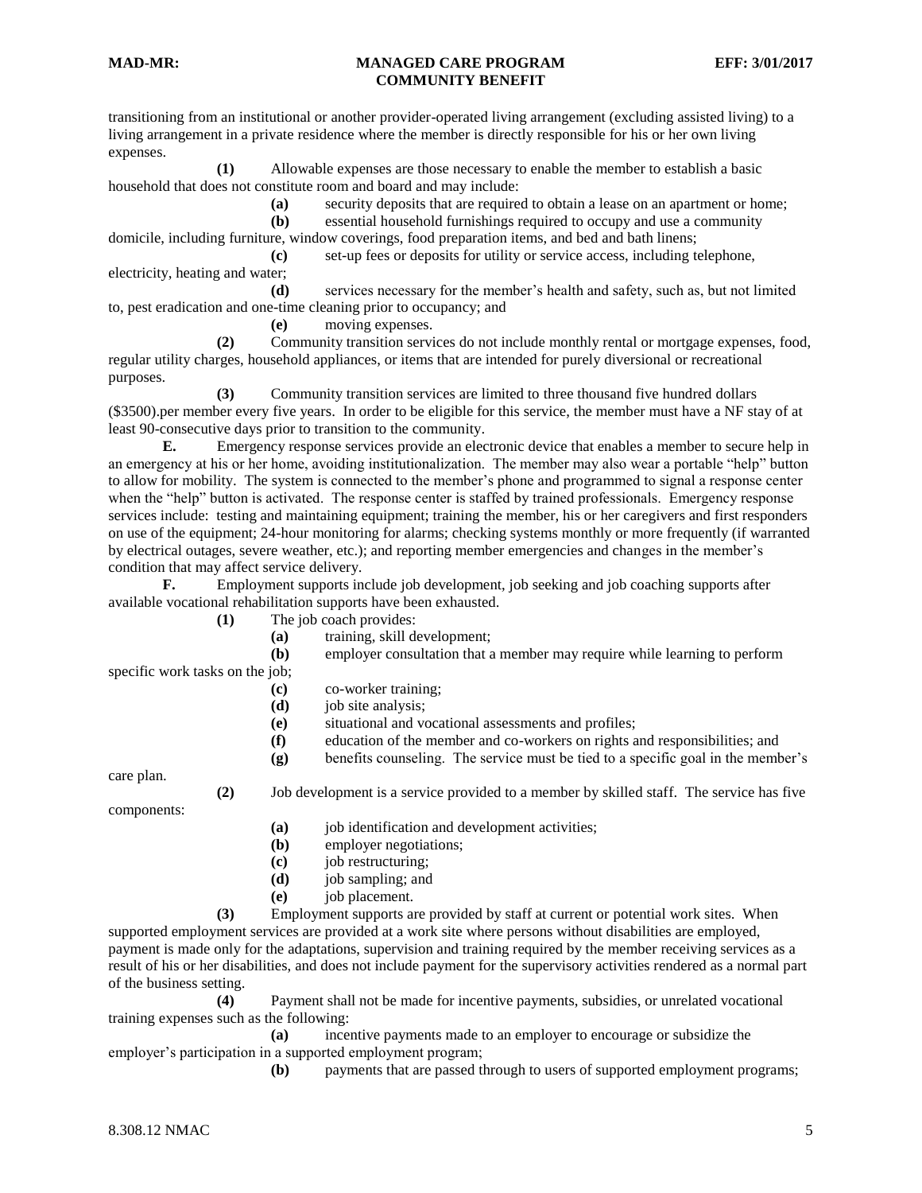transitioning from an institutional or another provider-operated living arrangement (excluding assisted living) to a living arrangement in a private residence where the member is directly responsible for his or her own living expenses.

**(1)** Allowable expenses are those necessary to enable the member to establish a basic household that does not constitute room and board and may include:

**(a)** security deposits that are required to obtain a lease on an apartment or home;

**(b)** essential household furnishings required to occupy and use a community domicile, including furniture, window coverings, food preparation items, and bed and bath linens;

**(c)** set-up fees or deposits for utility or service access, including telephone, electricity, heating and water;

**(d)** services necessary for the member's health and safety, such as, but not limited to, pest eradication and one-time cleaning prior to occupancy; and

**(e)** moving expenses.

**(2)** Community transition services do not include monthly rental or mortgage expenses, food, regular utility charges, household appliances, or items that are intended for purely diversional or recreational purposes.

**(3)** Community transition services are limited to three thousand five hundred dollars ($3500).per member every five years. In order to be eligible for this service, the member must have a NF stay of at least 90-consecutive days prior to transition to the community.

**E.** Emergency response services provide an electronic device that enables a member to secure help in an emergency at his or her home, avoiding institutionalization. The member may also wear a portable "help" button to allow for mobility. The system is connected to the member's phone and programmed to signal a response center when the "help" button is activated. The response center is staffed by trained professionals. Emergency response services include: testing and maintaining equipment; training the member, his or her caregivers and first responders on use of the equipment; 24-hour monitoring for alarms; checking systems monthly or more frequently (if warranted by electrical outages, severe weather, etc.); and reporting member emergencies and changes in the member's condition that may affect service delivery.

**F.** Employment supports include job development, job seeking and job coaching supports after available vocational rehabilitation supports have been exhausted.

**(1)** The job coach provides:

**(a)** training, skill development;

**(b)** employer consultation that a member may require while learning to perform specific work tasks on the job;

**(c)** co-worker training;

**(d)** job site analysis;

**(e)** situational and vocational assessments and profiles;

**(f)** education of the member and co-workers on rights and responsibilities; and

**(g)** benefits counseling. The service must be tied to a specific goal in the member's care plan.

**(2)** Job development is a service provided to a member by skilled staff. The service has five components:

**(a)** job identification and development activities;

**(b)** employer negotiations;

**(c)** job restructuring;

**(d)** job sampling; and

**(e)** job placement.

**(3)** Employment supports are provided by staff at current or potential work sites. When supported employment services are provided at a work site where persons without disabilities are employed, payment is made only for the adaptations, supervision and training required by the member receiving services as a result of his or her disabilities, and does not include payment for the supervisory activities rendered as a normal part of the business setting.

**(4)** Payment shall not be made for incentive payments, subsidies, or unrelated vocational training expenses such as the following:

**(a)** incentive payments made to an employer to encourage or subsidize the employer's participation in a supported employment program;

**(b)** payments that are passed through to users of supported employment programs;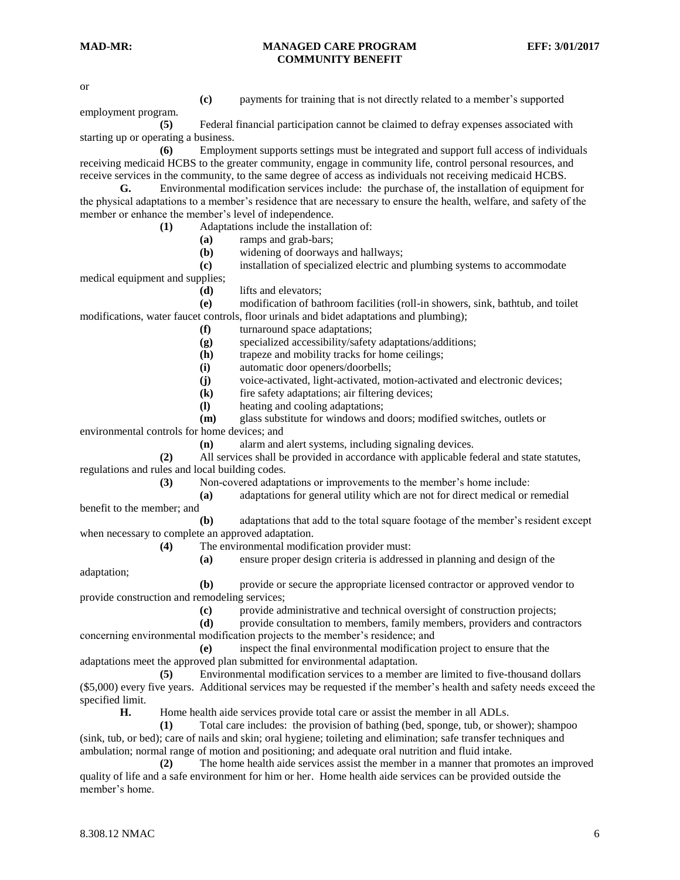or

**(c)** payments for training that is not directly related to a member's supported employment program.

**(5)** Federal financial participation cannot be claimed to defray expenses associated with starting up or operating a business.

**(6)** Employment supports settings must be integrated and support full access of individuals receiving medicaid HCBS to the greater community, engage in community life, control personal resources, and receive services in the community, to the same degree of access as individuals not receiving medicaid HCBS.

**G.** Environmental modification services include: the purchase of, the installation of equipment for the physical adaptations to a member's residence that are necessary to ensure the health, welfare, and safety of the member or enhance the member's level of independence.

**(1)** Adaptations include the installation of:

**(a)** ramps and grab-bars;

**(b)** widening of doorways and hallways;

**(c)** installation of specialized electric and plumbing systems to accommodate medical equipment and supplies;

**(d)** lifts and elevators;

**(e)** modification of bathroom facilities (roll-in showers, sink, bathtub, and toilet modifications, water faucet controls, floor urinals and bidet adaptations and plumbing);

**(f)** turnaround space adaptations;

**(g)** specialized accessibility/safety adaptations/additions;

**(h)** trapeze and mobility tracks for home ceilings;

**(i)** automatic door openers/doorbells;

**(j)** voice-activated, light-activated, motion-activated and electronic devices;

**(k)** fire safety adaptations; air filtering devices;

**(l)** heating and cooling adaptations;

**(m)** glass substitute for windows and doors; modified switches, outlets or environmental controls for home devices; and

**(n)** alarm and alert systems, including signaling devices.

**(2)** All services shall be provided in accordance with applicable federal and state statutes, regulations and rules and local building codes.

**(3)** Non-covered adaptations or improvements to the member's home include:

**(a)** adaptations for general utility which are not for direct medical or remedial benefit to the member; and

**(b)** adaptations that add to the total square footage of the member's resident except when necessary to complete an approved adaptation.

**(4)** The environmental modification provider must:

**(a)** ensure proper design criteria is addressed in planning and design of the adaptation;

**(b)** provide or secure the appropriate licensed contractor or approved vendor to provide construction and remodeling services;

**(c)** provide administrative and technical oversight of construction projects;

**(d)** provide consultation to members, family members, providers and contractors concerning environmental modification projects to the member's residence; and

**(e)** inspect the final environmental modification project to ensure that the adaptations meet the approved plan submitted for environmental adaptation.

**(5)** Environmental modification services to a member are limited to five-thousand dollars ($5,000) every five years. Additional services may be requested if the member's health and safety needs exceed the specified limit.

**H.** Home health aide services provide total care or assist the member in all ADLs.

**(1)** Total care includes: the provision of bathing (bed, sponge, tub, or shower); shampoo (sink, tub, or bed); care of nails and skin; oral hygiene; toileting and elimination; safe transfer techniques and ambulation; normal range of motion and positioning; and adequate oral nutrition and fluid intake.

**(2)** The home health aide services assist the member in a manner that promotes an improved quality of life and a safe environment for him or her. Home health aide services can be provided outside the member's home.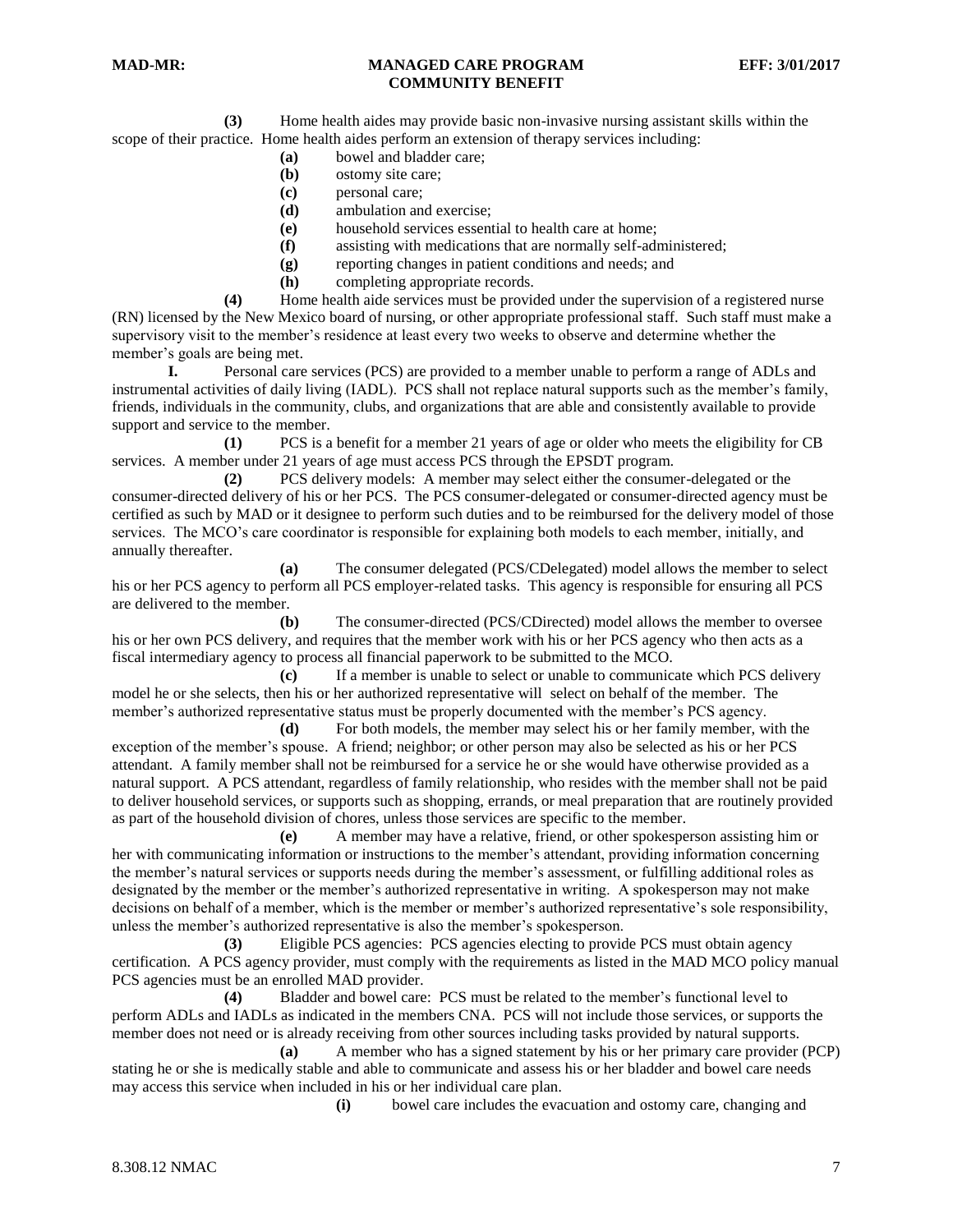**(3)** Home health aides may provide basic non-invasive nursing assistant skills within the scope of their practice. Home health aides perform an extension of therapy services including:

**(a)** bowel and bladder care;

**(b)** ostomy site care;

**(c)** personal care;

**(d)** ambulation and exercise;

**(e)** household services essential to health care at home;

**(f)** assisting with medications that are normally self-administered;

**(g)** reporting changes in patient conditions and needs; and

**(h)** completing appropriate records.

**(4)** Home health aide services must be provided under the supervision of a registered nurse (RN) licensed by the New Mexico board of nursing, or other appropriate professional staff. Such staff must make a supervisory visit to the member's residence at least every two weeks to observe and determine whether the member's goals are being met.

**I.** Personal care services (PCS) are provided to a member unable to perform a range of ADLs and instrumental activities of daily living (IADL). PCS shall not replace natural supports such as the member's family, friends, individuals in the community, clubs, and organizations that are able and consistently available to provide support and service to the member.

**(1)** PCS is a benefit for a member 21 years of age or older who meets the eligibility for CB services. A member under 21 years of age must access PCS through the EPSDT program.

**(2)** PCS delivery models: A member may select either the consumer-delegated or the consumer-directed delivery of his or her PCS. The PCS consumer-delegated or consumer-directed agency must be certified as such by MAD or it designee to perform such duties and to be reimbursed for the delivery model of those services. The MCO's care coordinator is responsible for explaining both models to each member, initially, and annually thereafter.

**(a)** The consumer delegated (PCS/CDelegated) model allows the member to select his or her PCS agency to perform all PCS employer-related tasks. This agency is responsible for ensuring all PCS are delivered to the member.

**(b)** The consumer-directed (PCS/CDirected) model allows the member to oversee his or her own PCS delivery, and requires that the member work with his or her PCS agency who then acts as a fiscal intermediary agency to process all financial paperwork to be submitted to the MCO.

**(c)** If a member is unable to select or unable to communicate which PCS delivery model he or she selects, then his or her authorized representative will select on behalf of the member. The member's authorized representative status must be properly documented with the member's PCS agency.

**(d)** For both models, the member may select his or her family member, with the exception of the member's spouse. A friend; neighbor; or other person may also be selected as his or her PCS attendant. A family member shall not be reimbursed for a service he or she would have otherwise provided as a natural support. A PCS attendant, regardless of family relationship, who resides with the member shall not be paid to deliver household services, or supports such as shopping, errands, or meal preparation that are routinely provided as part of the household division of chores, unless those services are specific to the member.

**(e)** A member may have a relative, friend, or other spokesperson assisting him or her with communicating information or instructions to the member's attendant, providing information concerning the member's natural services or supports needs during the member's assessment, or fulfilling additional roles as designated by the member or the member's authorized representative in writing. A spokesperson may not make decisions on behalf of a member, which is the member or member's authorized representative's sole responsibility, unless the member's authorized representative is also the member's spokesperson.

**(3)** Eligible PCS agencies: PCS agencies electing to provide PCS must obtain agency certification. A PCS agency provider, must comply with the requirements as listed in the MAD MCO policy manual PCS agencies must be an enrolled MAD provider.

**(4)** Bladder and bowel care: PCS must be related to the member's functional level to perform ADLs and IADLs as indicated in the members CNA. PCS will not include those services, or supports the member does not need or is already receiving from other sources including tasks provided by natural supports.

**(a)** A member who has a signed statement by his or her primary care provider (PCP) stating he or she is medically stable and able to communicate and assess his or her bladder and bowel care needs may access this service when included in his or her individual care plan.

**(i)** bowel care includes the evacuation and ostomy care, changing and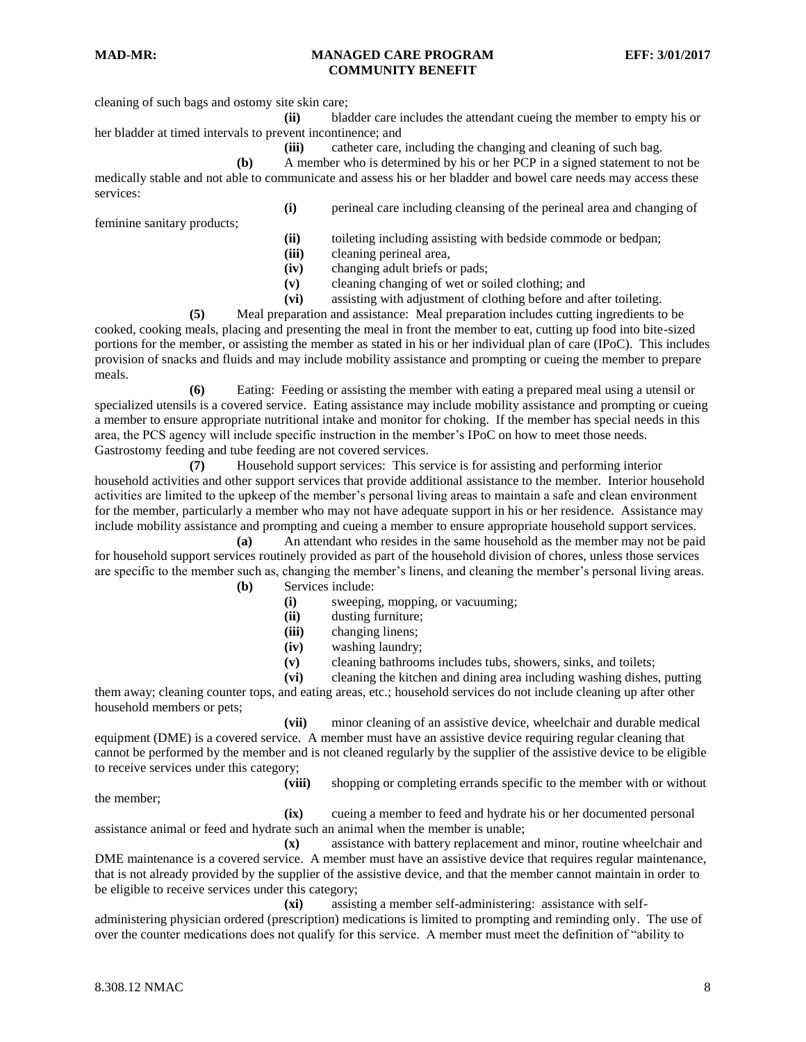cleaning of such bags and ostomy site skin care;

**(ii)** bladder care includes the attendant cueing the member to empty his or her bladder at timed intervals to prevent incontinence; and

**(iii)** catheter care, including the changing and cleaning of such bag.

**(b)** A member who is determined by his or her PCP in a signed statement to not be medically stable and not able to communicate and assess his or her bladder and bowel care needs may access these services:

**(i)** perineal care including cleansing of the perineal area and changing of feminine sanitary products;

**(ii)** toileting including assisting with bedside commode or bedpan;

**(iii)** cleaning perineal area,

**(iv)** changing adult briefs or pads;

**(v)** cleaning changing of wet or soiled clothing; and

**(vi)** assisting with adjustment of clothing before and after toileting.

**(5)** Meal preparation and assistance: Meal preparation includes cutting ingredients to be cooked, cooking meals, placing and presenting the meal in front the member to eat, cutting up food into bite-sized portions for the member, or assisting the member as stated in his or her individual plan of care (IPoC). This includes provision of snacks and fluids and may include mobility assistance and prompting or cueing the member to prepare meals.

**(6)** Eating: Feeding or assisting the member with eating a prepared meal using a utensil or specialized utensils is a covered service. Eating assistance may include mobility assistance and prompting or cueing a member to ensure appropriate nutritional intake and monitor for choking. If the member has special needs in this area, the PCS agency will include specific instruction in the member's IPoC on how to meet those needs. Gastrostomy feeding and tube feeding are not covered services.

**(7)** Household support services: This service is for assisting and performing interior household activities and other support services that provide additional assistance to the member. Interior household activities are limited to the upkeep of the member's personal living areas to maintain a safe and clean environment for the member, particularly a member who may not have adequate support in his or her residence. Assistance may include mobility assistance and prompting and cueing a member to ensure appropriate household support services.

**(a)** An attendant who resides in the same household as the member may not be paid for household support services routinely provided as part of the household division of chores, unless those services are specific to the member such as, changing the member's linens, and cleaning the member's personal living areas.

**(b)** Services include:

**(i)** sweeping, mopping, or vacuuming;

**(ii)** dusting furniture;

**(iii)** changing linens;

**(iv)** washing laundry;

**(v)** cleaning bathrooms includes tubs, showers, sinks, and toilets;

**(vi)** cleaning the kitchen and dining area including washing dishes, putting them away; cleaning counter tops, and eating areas, etc.; household services do not include cleaning up after other household members or pets;

**(vii)** minor cleaning of an assistive device, wheelchair and durable medical equipment (DME) is a covered service. A member must have an assistive device requiring regular cleaning that cannot be performed by the member and is not cleaned regularly by the supplier of the assistive device to be eligible to receive services under this category;

**(viii)** shopping or completing errands specific to the member with or without the member;

**(ix)** cueing a member to feed and hydrate his or her documented personal assistance animal or feed and hydrate such an animal when the member is unable;

**(x)** assistance with battery replacement and minor, routine wheelchair and DME maintenance is a covered service. A member must have an assistive device that requires regular maintenance, that is not already provided by the supplier of the assistive device, and that the member cannot maintain in order to be eligible to receive services under this category;

**(xi)** assisting a member self-administering: assistance with self-administering physician ordered (prescription) medications is limited to prompting and reminding only. The use of over the counter medications does not qualify for this service. A member must meet the definition of "ability to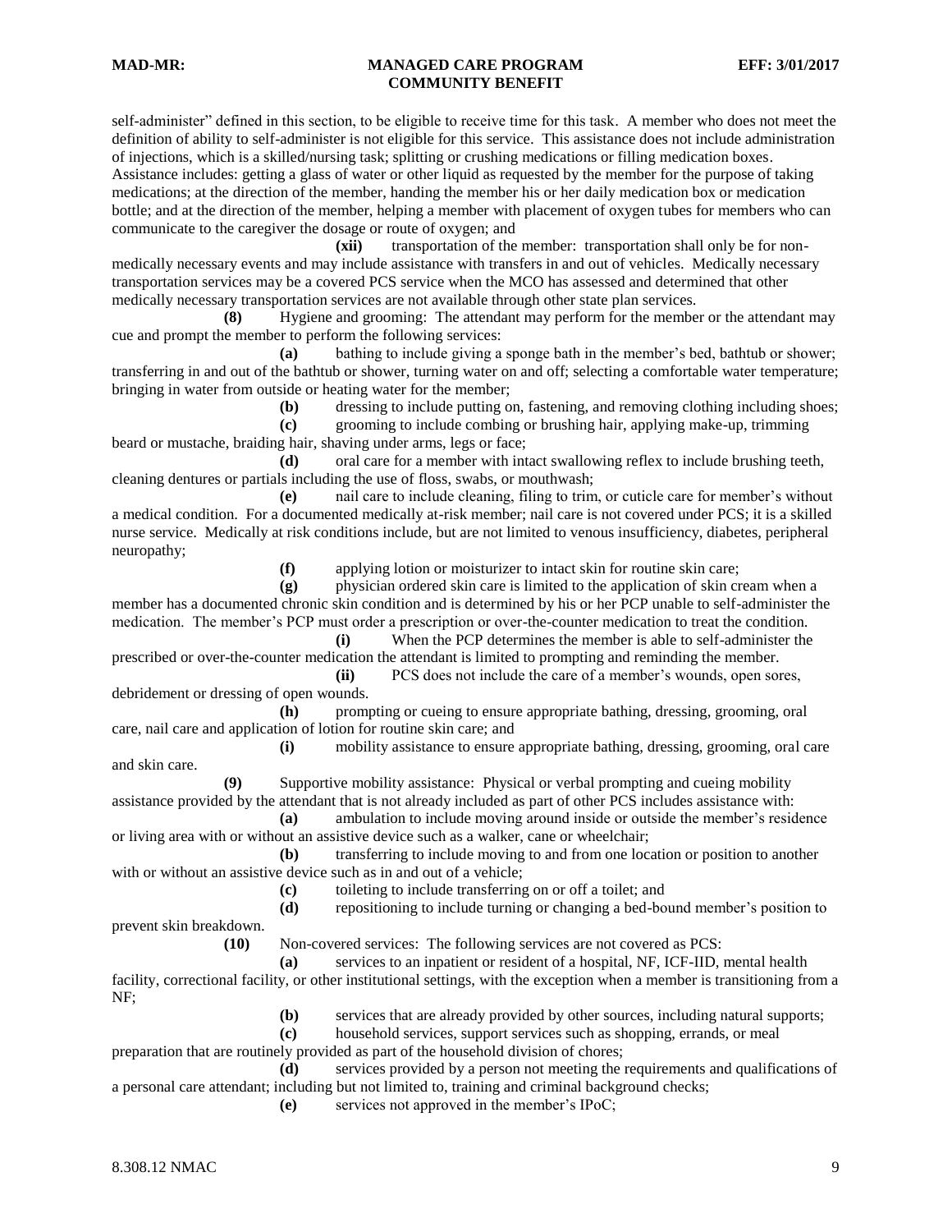self-administer" defined in this section, to be eligible to receive time for this task. A member who does not meet the definition of ability to self-administer is not eligible for this service. This assistance does not include administration of injections, which is a skilled/nursing task; splitting or crushing medications or filling medication boxes. Assistance includes: getting a glass of water or other liquid as requested by the member for the purpose of taking medications; at the direction of the member, handing the member his or her daily medication box or medication bottle; and at the direction of the member, helping a member with placement of oxygen tubes for members who can communicate to the caregiver the dosage or route of oxygen; and

**(xii)** transportation of the member: transportation shall only be for non-medically necessary events and may include assistance with transfers in and out of vehicles. Medically necessary transportation services may be a covered PCS service when the MCO has assessed and determined that other medically necessary transportation services are not available through other state plan services.

**(8)** Hygiene and grooming: The attendant may perform for the member or the attendant may cue and prompt the member to perform the following services:

**(a)** bathing to include giving a sponge bath in the member's bed, bathtub or shower; transferring in and out of the bathtub or shower, turning water on and off; selecting a comfortable water temperature; bringing in water from outside or heating water for the member;

**(b)** dressing to include putting on, fastening, and removing clothing including shoes;

**(c)** grooming to include combing or brushing hair, applying make-up, trimming beard or mustache, braiding hair, shaving under arms, legs or face;

**(d)** oral care for a member with intact swallowing reflex to include brushing teeth, cleaning dentures or partials including the use of floss, swabs, or mouthwash;

**(e)** nail care to include cleaning, filing to trim, or cuticle care for member's without a medical condition. For a documented medically at-risk member; nail care is not covered under PCS; it is a skilled nurse service. Medically at risk conditions include, but are not limited to venous insufficiency, diabetes, peripheral neuropathy;

**(f)** applying lotion or moisturizer to intact skin for routine skin care;

**(g)** physician ordered skin care is limited to the application of skin cream when a member has a documented chronic skin condition and is determined by his or her PCP unable to self-administer the medication. The member's PCP must order a prescription or over-the-counter medication to treat the condition.

**(i)** When the PCP determines the member is able to self-administer the prescribed or over-the-counter medication the attendant is limited to prompting and reminding the member.

**(ii)** PCS does not include the care of a member's wounds, open sores, debridement or dressing of open wounds.

**(h)** prompting or cueing to ensure appropriate bathing, dressing, grooming, oral care, nail care and application of lotion for routine skin care; and

**(i)** mobility assistance to ensure appropriate bathing, dressing, grooming, oral care and skin care.

**(9)** Supportive mobility assistance: Physical or verbal prompting and cueing mobility assistance provided by the attendant that is not already included as part of other PCS includes assistance with:

**(a)** ambulation to include moving around inside or outside the member's residence or living area with or without an assistive device such as a walker, cane or wheelchair;

**(b)** transferring to include moving to and from one location or position to another with or without an assistive device such as in and out of a vehicle;

**(c)** toileting to include transferring on or off a toilet; and

**(d)** repositioning to include turning or changing a bed-bound member's position to prevent skin breakdown.

**(10)** Non-covered services: The following services are not covered as PCS:

**(a)** services to an inpatient or resident of a hospital, NF, ICF-IID, mental health facility, correctional facility, or other institutional settings, with the exception when a member is transitioning from a NF;

**(b)** services that are already provided by other sources, including natural supports;

**(c)** household services, support services such as shopping, errands, or meal preparation that are routinely provided as part of the household division of chores;

**(d)** services provided by a person not meeting the requirements and qualifications of a personal care attendant; including but not limited to, training and criminal background checks;

**(e)** services not approved in the member's IPoC;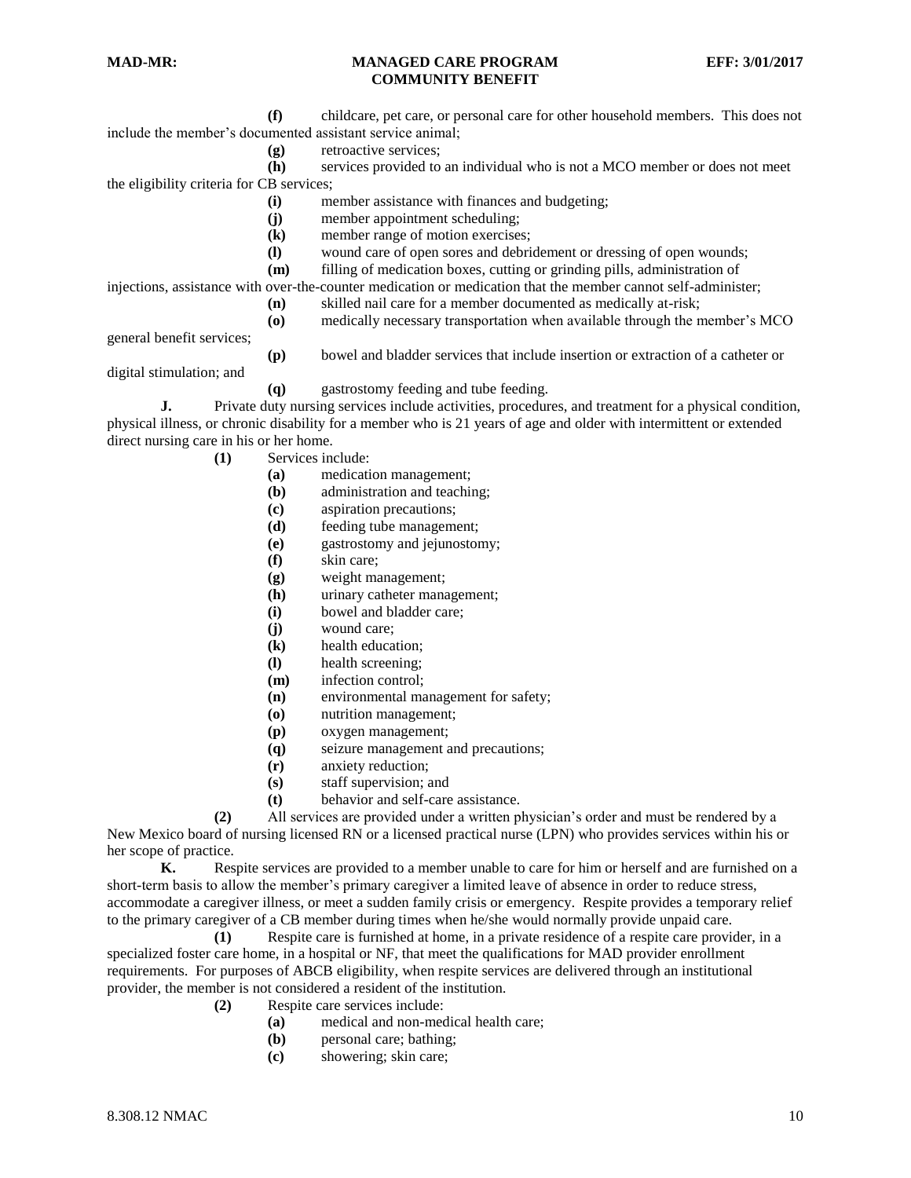**(f)** childcare, pet care, or personal care for other household members. This does not include the member's documented assistant service animal;

**(g)** retroactive services;

**(h)** services provided to an individual who is not a MCO member or does not meet the eligibility criteria for CB services;

**(i)** member assistance with finances and budgeting;

**(j)** member appointment scheduling;

**(k)** member range of motion exercises;

**(l)** wound care of open sores and debridement or dressing of open wounds;

**(m)** filling of medication boxes, cutting or grinding pills, administration of injections, assistance with over-the-counter medication or medication that the member cannot self-administer;

**(n)** skilled nail care for a member documented as medically at-risk;

**(o)** medically necessary transportation when available through the member's MCO general benefit services;

**(p)** bowel and bladder services that include insertion or extraction of a catheter or digital stimulation; and

**(q)** gastrostomy feeding and tube feeding.

**J.** Private duty nursing services include activities, procedures, and treatment for a physical condition, physical illness, or chronic disability for a member who is 21 years of age and older with intermittent or extended direct nursing care in his or her home.

**(1)** Services include:

**(a)** medication management;

**(b)** administration and teaching;

**(c)** aspiration precautions;

**(d)** feeding tube management;

**(e)** gastrostomy and jejunostomy;

**(f)** skin care;

**(g)** weight management;

**(h)** urinary catheter management;

**(i)** bowel and bladder care;

**(j)** wound care;

**(k)** health education;

**(l)** health screening;

**(m)** infection control;

**(n)** environmental management for safety;

**(o)** nutrition management;

**(p)** oxygen management;

**(q)** seizure management and precautions;

**(r)** anxiety reduction;

**(s)** staff supervision; and

**(t)** behavior and self-care assistance.

**(2)** All services are provided under a written physician's order and must be rendered by a New Mexico board of nursing licensed RN or a licensed practical nurse (LPN) who provides services within his or her scope of practice.

**K.** Respite services are provided to a member unable to care for him or herself and are furnished on a short-term basis to allow the member's primary caregiver a limited leave of absence in order to reduce stress, accommodate a caregiver illness, or meet a sudden family crisis or emergency. Respite provides a temporary relief to the primary caregiver of a CB member during times when he/she would normally provide unpaid care.

**(1)** Respite care is furnished at home, in a private residence of a respite care provider, in a specialized foster care home, in a hospital or NF, that meet the qualifications for MAD provider enrollment requirements. For purposes of ABCB eligibility, when respite services are delivered through an institutional provider, the member is not considered a resident of the institution.

**(2)** Respite care services include:

**(a)** medical and non-medical health care;

**(b)** personal care; bathing;

**(c)** showering; skin care;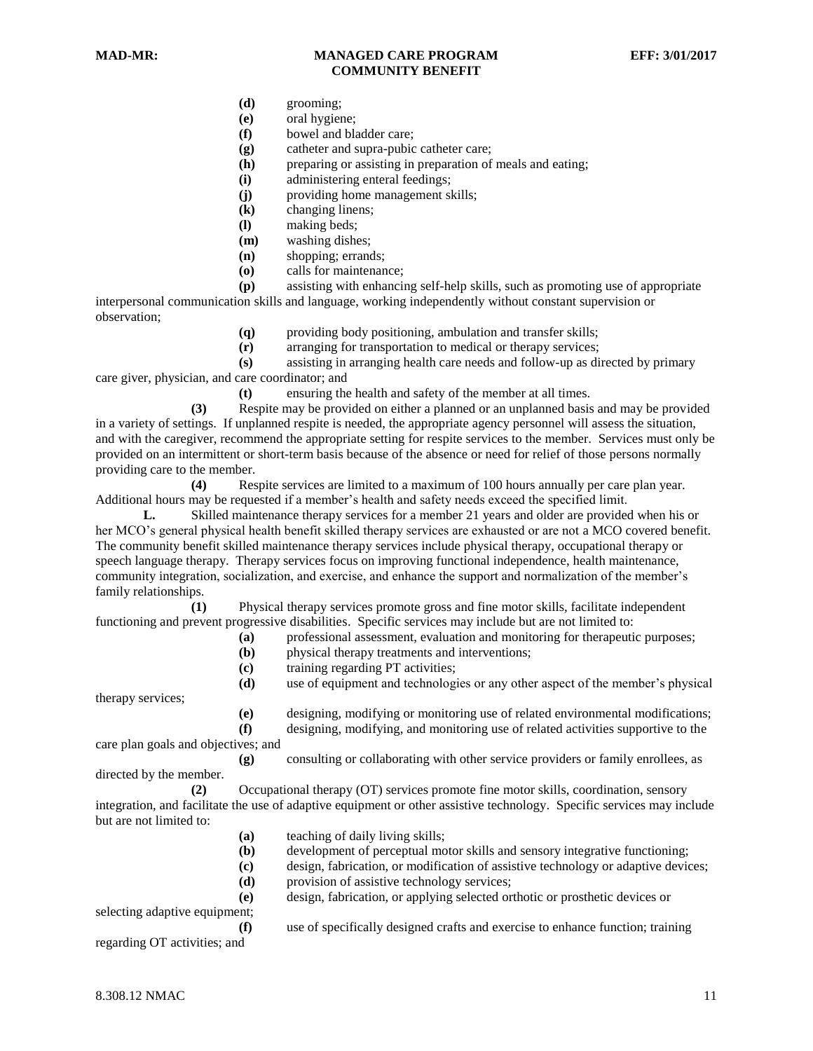**(d)** grooming;

**(e)** oral hygiene;

**(f)** bowel and bladder care;

**(g)** catheter and supra-pubic catheter care;

**(h)** preparing or assisting in preparation of meals and eating;

**(i)** administering enteral feedings;

**(j)** providing home management skills;

**(k)** changing linens;

**(l)** making beds;

**(m)** washing dishes;

**(n)** shopping; errands;

**(o)** calls for maintenance;

**(p)** assisting with enhancing self-help skills, such as promoting use of appropriate interpersonal communication skills and language, working independently without constant supervision or observation;

**(q)** providing body positioning, ambulation and transfer skills;

**(r)** arranging for transportation to medical or therapy services;

**(s)** assisting in arranging health care needs and follow-up as directed by primary care giver, physician, and care coordinator; and

**(t)** ensuring the health and safety of the member at all times.

**(3)** Respite may be provided on either a planned or an unplanned basis and may be provided in a variety of settings. If unplanned respite is needed, the appropriate agency personnel will assess the situation, and with the caregiver, recommend the appropriate setting for respite services to the member. Services must only be provided on an intermittent or short-term basis because of the absence or need for relief of those persons normally providing care to the member.

**(4)** Respite services are limited to a maximum of 100 hours annually per care plan year. Additional hours may be requested if a member's health and safety needs exceed the specified limit.

**L.** Skilled maintenance therapy services for a member 21 years and older are provided when his or her MCO's general physical health benefit skilled therapy services are exhausted or are not a MCO covered benefit. The community benefit skilled maintenance therapy services include physical therapy, occupational therapy or speech language therapy. Therapy services focus on improving functional independence, health maintenance, community integration, socialization, and exercise, and enhance the support and normalization of the member's family relationships.

**(1)** Physical therapy services promote gross and fine motor skills, facilitate independent functioning and prevent progressive disabilities. Specific services may include but are not limited to:

**(a)** professional assessment, evaluation and monitoring for therapeutic purposes;

**(b)** physical therapy treatments and interventions;

**(c)** training regarding PT activities;

**(d)** use of equipment and technologies or any other aspect of the member's physical therapy services;

**(e)** designing, modifying or monitoring use of related environmental modifications;

**(f)** designing, modifying, and monitoring use of related activities supportive to the care plan goals and objectives; and

**(g)** consulting or collaborating with other service providers or family enrollees, as directed by the member.

**(2)** Occupational therapy (OT) services promote fine motor skills, coordination, sensory integration, and facilitate the use of adaptive equipment or other assistive technology. Specific services may include but are not limited to:

**(a)** teaching of daily living skills;

**(b)** development of perceptual motor skills and sensory integrative functioning;

**(c)** design, fabrication, or modification of assistive technology or adaptive devices;

**(d)** provision of assistive technology services;

**(e)** design, fabrication, or applying selected orthotic or prosthetic devices or selecting adaptive equipment;

**(f)** use of specifically designed crafts and exercise to enhance function; training regarding OT activities; and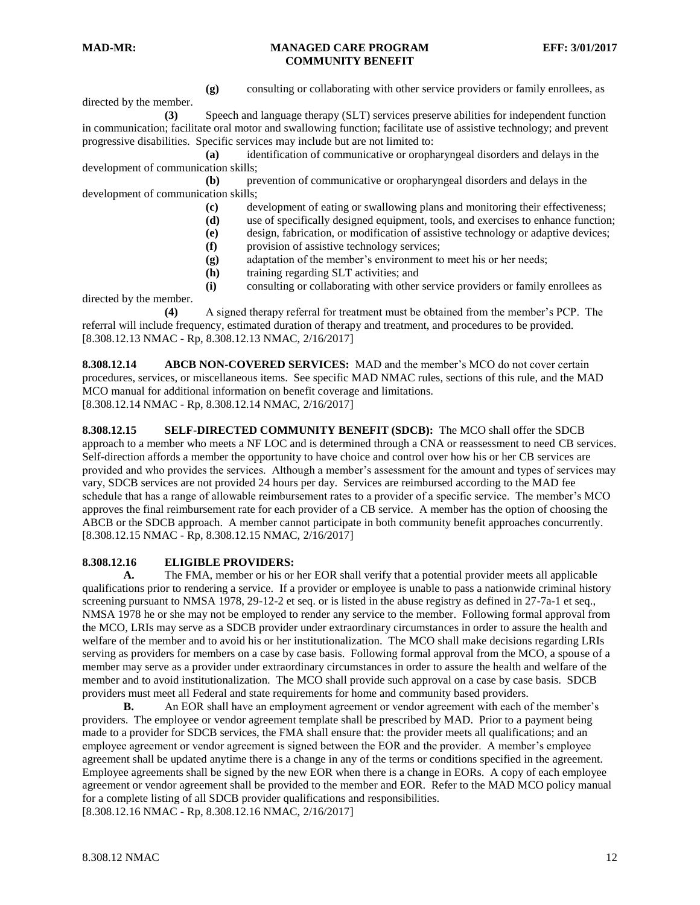**(g)** consulting or collaborating with other service providers or family enrollees, as directed by the member.

**(3)** Speech and language therapy (SLT) services preserve abilities for independent function in communication; facilitate oral motor and swallowing function; facilitate use of assistive technology; and prevent progressive disabilities. Specific services may include but are not limited to:

**(a)** identification of communicative or oropharyngeal disorders and delays in the development of communication skills;

**(b)** prevention of communicative or oropharyngeal disorders and delays in the development of communication skills;

**(c)** development of eating or swallowing plans and monitoring their effectiveness;

**(d)** use of specifically designed equipment, tools, and exercises to enhance function;

**(e)** design, fabrication, or modification of assistive technology or adaptive devices;

**(f)** provision of assistive technology services;

**(g)** adaptation of the member's environment to meet his or her needs;

**(h)** training regarding SLT activities; and

**(i)** consulting or collaborating with other service providers or family enrollees as directed by the member.

**(4)** A signed therapy referral for treatment must be obtained from the member's PCP. The referral will include frequency, estimated duration of therapy and treatment, and procedures to be provided.
[8.308.12.13 NMAC - Rp, 8.308.12.13 NMAC, 2/16/2017]

**8.308.12.14 ABCB NON-COVERED SERVICES:** MAD and the member's MCO do not cover certain procedures, services, or miscellaneous items. See specific MAD NMAC rules, sections of this rule, and the MAD MCO manual for additional information on benefit coverage and limitations.
[8.308.12.14 NMAC - Rp, 8.308.12.14 NMAC, 2/16/2017]

**8.308.12.15 SELF-DIRECTED COMMUNITY BENEFIT (SDCB):** The MCO shall offer the SDCB approach to a member who meets a NF LOC and is determined through a CNA or reassessment to need CB services. Self-direction affords a member the opportunity to have choice and control over how his or her CB services are provided and who provides the services. Although a member's assessment for the amount and types of services may vary, SDCB services are not provided 24 hours per day. Services are reimbursed according to the MAD fee schedule that has a range of allowable reimbursement rates to a provider of a specific service. The member's MCO approves the final reimbursement rate for each provider of a CB service. A member has the option of choosing the ABCB or the SDCB approach. A member cannot participate in both community benefit approaches concurrently.
[8.308.12.15 NMAC - Rp, 8.308.12.15 NMAC, 2/16/2017]

**8.308.12.16 ELIGIBLE PROVIDERS:**

**A.** The FMA, member or his or her EOR shall verify that a potential provider meets all applicable qualifications prior to rendering a service. If a provider or employee is unable to pass a nationwide criminal history screening pursuant to NMSA 1978, 29-12-2 et seq. or is listed in the abuse registry as defined in 27-7a-1 et seq., NMSA 1978 he or she may not be employed to render any service to the member. Following formal approval from the MCO, LRIs may serve as a SDCB provider under extraordinary circumstances in order to assure the health and welfare of the member and to avoid his or her institutionalization. The MCO shall make decisions regarding LRIs serving as providers for members on a case by case basis. Following formal approval from the MCO, a spouse of a member may serve as a provider under extraordinary circumstances in order to assure the health and welfare of the member and to avoid institutionalization. The MCO shall provide such approval on a case by case basis. SDCB providers must meet all Federal and state requirements for home and community based providers.

**B.** An EOR shall have an employment agreement or vendor agreement with each of the member's providers. The employee or vendor agreement template shall be prescribed by MAD. Prior to a payment being made to a provider for SDCB services, the FMA shall ensure that: the provider meets all qualifications; and an employee agreement or vendor agreement is signed between the EOR and the provider. A member's employee agreement shall be updated anytime there is a change in any of the terms or conditions specified in the agreement. Employee agreements shall be signed by the new EOR when there is a change in EORs. A copy of each employee agreement or vendor agreement shall be provided to the member and EOR. Refer to the MAD MCO policy manual for a complete listing of all SDCB provider qualifications and responsibilities.
[8.308.12.16 NMAC - Rp, 8.308.12.16 NMAC, 2/16/2017]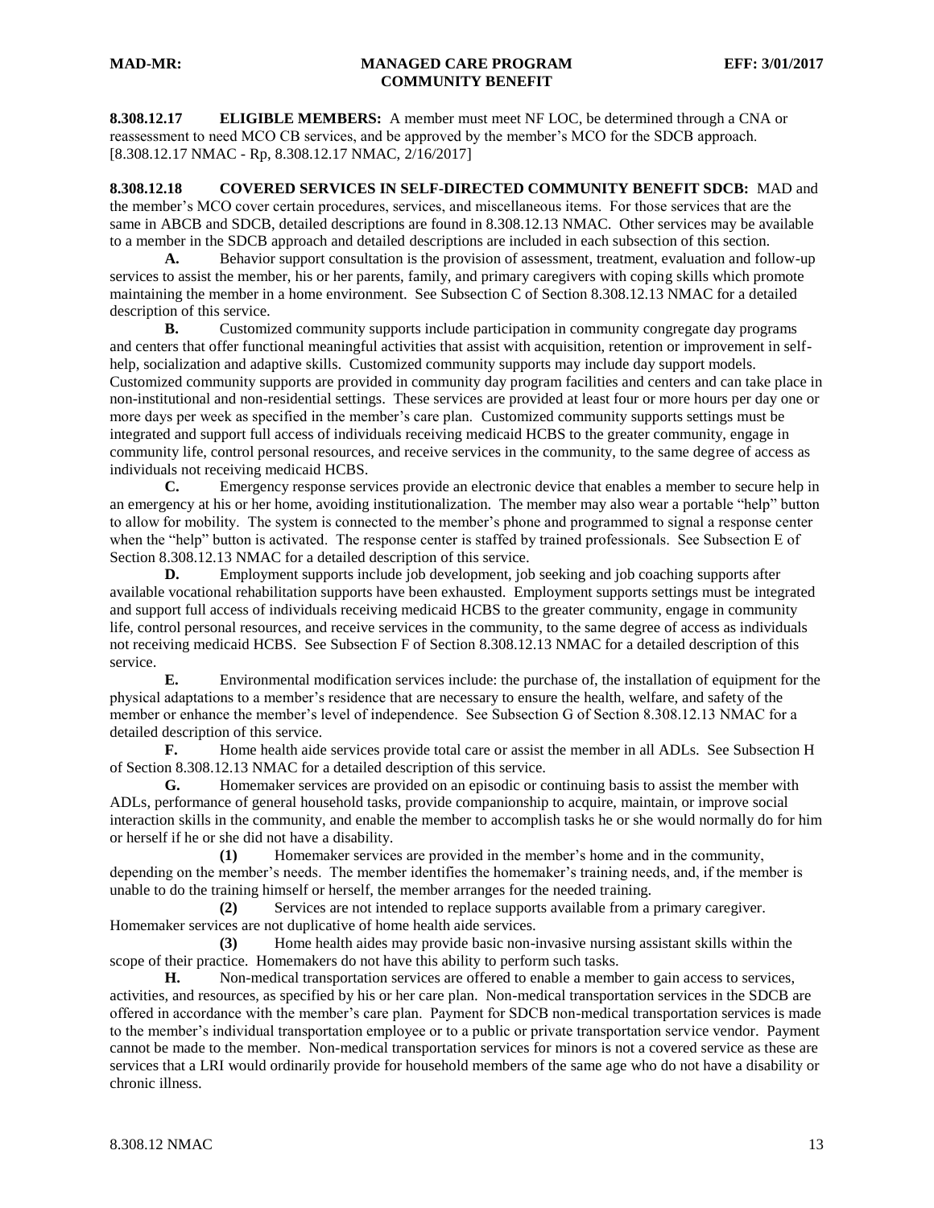**8.308.12.17 ELIGIBLE MEMBERS:** A member must meet NF LOC, be determined through a CNA or reassessment to need MCO CB services, and be approved by the member's MCO for the SDCB approach.
[8.308.12.17 NMAC - Rp, 8.308.12.17 NMAC, 2/16/2017]

**8.308.12.18 COVERED SERVICES IN SELF-DIRECTED COMMUNITY BENEFIT SDCB:** MAD and the member's MCO cover certain procedures, services, and miscellaneous items. For those services that are the same in ABCB and SDCB, detailed descriptions are found in 8.308.12.13 NMAC. Other services may be available to a member in the SDCB approach and detailed descriptions are included in each subsection of this section.

**A.** Behavior support consultation is the provision of assessment, treatment, evaluation and follow-up services to assist the member, his or her parents, family, and primary caregivers with coping skills which promote maintaining the member in a home environment. See Subsection C of Section 8.308.12.13 NMAC for a detailed description of this service.

**B.** Customized community supports include participation in community congregate day programs and centers that offer functional meaningful activities that assist with acquisition, retention or improvement in self-help, socialization and adaptive skills. Customized community supports may include day support models. Customized community supports are provided in community day program facilities and centers and can take place in non-institutional and non-residential settings. These services are provided at least four or more hours per day one or more days per week as specified in the member's care plan. Customized community supports settings must be integrated and support full access of individuals receiving medicaid HCBS to the greater community, engage in community life, control personal resources, and receive services in the community, to the same degree of access as individuals not receiving medicaid HCBS.

**C.** Emergency response services provide an electronic device that enables a member to secure help in an emergency at his or her home, avoiding institutionalization. The member may also wear a portable "help" button to allow for mobility. The system is connected to the member's phone and programmed to signal a response center when the "help" button is activated. The response center is staffed by trained professionals. See Subsection E of Section 8.308.12.13 NMAC for a detailed description of this service.

**D.** Employment supports include job development, job seeking and job coaching supports after available vocational rehabilitation supports have been exhausted. Employment supports settings must be integrated and support full access of individuals receiving medicaid HCBS to the greater community, engage in community life, control personal resources, and receive services in the community, to the same degree of access as individuals not receiving medicaid HCBS. See Subsection F of Section 8.308.12.13 NMAC for a detailed description of this service.

**E.** Environmental modification services include: the purchase of, the installation of equipment for the physical adaptations to a member's residence that are necessary to ensure the health, welfare, and safety of the member or enhance the member's level of independence. See Subsection G of Section 8.308.12.13 NMAC for a detailed description of this service.

**F.** Home health aide services provide total care or assist the member in all ADLs. See Subsection H of Section 8.308.12.13 NMAC for a detailed description of this service.

**G.** Homemaker services are provided on an episodic or continuing basis to assist the member with ADLs, performance of general household tasks, provide companionship to acquire, maintain, or improve social interaction skills in the community, and enable the member to accomplish tasks he or she would normally do for him or herself if he or she did not have a disability.

**(1)** Homemaker services are provided in the member's home and in the community, depending on the member's needs. The member identifies the homemaker's training needs, and, if the member is unable to do the training himself or herself, the member arranges for the needed training.

**(2)** Services are not intended to replace supports available from a primary caregiver. Homemaker services are not duplicative of home health aide services.

**(3)** Home health aides may provide basic non-invasive nursing assistant skills within the scope of their practice. Homemakers do not have this ability to perform such tasks.

**H.** Non-medical transportation services are offered to enable a member to gain access to services, activities, and resources, as specified by his or her care plan. Non-medical transportation services in the SDCB are offered in accordance with the member's care plan. Payment for SDCB non-medical transportation services is made to the member's individual transportation employee or to a public or private transportation service vendor. Payment cannot be made to the member. Non-medical transportation services for minors is not a covered service as these are services that a LRI would ordinarily provide for household members of the same age who do not have a disability or chronic illness.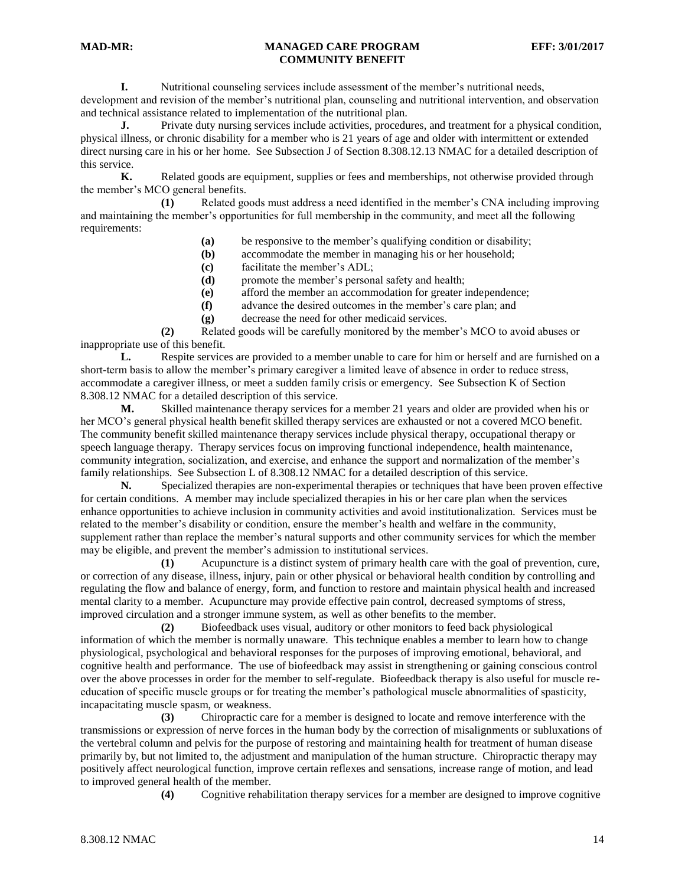**I.** Nutritional counseling services include assessment of the member's nutritional needs, development and revision of the member's nutritional plan, counseling and nutritional intervention, and observation and technical assistance related to implementation of the nutritional plan.

**J.** Private duty nursing services include activities, procedures, and treatment for a physical condition, physical illness, or chronic disability for a member who is 21 years of age and older with intermittent or extended direct nursing care in his or her home. See Subsection J of Section 8.308.12.13 NMAC for a detailed description of this service.

**K.** Related goods are equipment, supplies or fees and memberships, not otherwise provided through the member's MCO general benefits.

**(1)** Related goods must address a need identified in the member's CNA including improving and maintaining the member's opportunities for full membership in the community, and meet all the following requirements:

**(a)** be responsive to the member's qualifying condition or disability;

**(b)** accommodate the member in managing his or her household;

**(c)** facilitate the member's ADL;

**(d)** promote the member's personal safety and health;

**(e)** afford the member an accommodation for greater independence;

**(f)** advance the desired outcomes in the member's care plan; and

**(g)** decrease the need for other medicaid services.

**(2)** Related goods will be carefully monitored by the member's MCO to avoid abuses or inappropriate use of this benefit.

**L.** Respite services are provided to a member unable to care for him or herself and are furnished on a short-term basis to allow the member's primary caregiver a limited leave of absence in order to reduce stress, accommodate a caregiver illness, or meet a sudden family crisis or emergency. See Subsection K of Section 8.308.12 NMAC for a detailed description of this service.

**M.** Skilled maintenance therapy services for a member 21 years and older are provided when his or her MCO's general physical health benefit skilled therapy services are exhausted or not a covered MCO benefit. The community benefit skilled maintenance therapy services include physical therapy, occupational therapy or speech language therapy. Therapy services focus on improving functional independence, health maintenance, community integration, socialization, and exercise, and enhance the support and normalization of the member's family relationships. See Subsection L of 8.308.12 NMAC for a detailed description of this service.

**N.** Specialized therapies are non-experimental therapies or techniques that have been proven effective for certain conditions. A member may include specialized therapies in his or her care plan when the services enhance opportunities to achieve inclusion in community activities and avoid institutionalization. Services must be related to the member's disability or condition, ensure the member's health and welfare in the community, supplement rather than replace the member's natural supports and other community services for which the member may be eligible, and prevent the member's admission to institutional services.

**(1)** Acupuncture is a distinct system of primary health care with the goal of prevention, cure, or correction of any disease, illness, injury, pain or other physical or behavioral health condition by controlling and regulating the flow and balance of energy, form, and function to restore and maintain physical health and increased mental clarity to a member. Acupuncture may provide effective pain control, decreased symptoms of stress, improved circulation and a stronger immune system, as well as other benefits to the member.

**(2)** Biofeedback uses visual, auditory or other monitors to feed back physiological information of which the member is normally unaware. This technique enables a member to learn how to change physiological, psychological and behavioral responses for the purposes of improving emotional, behavioral, and cognitive health and performance. The use of biofeedback may assist in strengthening or gaining conscious control over the above processes in order for the member to self-regulate. Biofeedback therapy is also useful for muscle re-education of specific muscle groups or for treating the member's pathological muscle abnormalities of spasticity, incapacitating muscle spasm, or weakness.

**(3)** Chiropractic care for a member is designed to locate and remove interference with the transmissions or expression of nerve forces in the human body by the correction of misalignments or subluxations of the vertebral column and pelvis for the purpose of restoring and maintaining health for treatment of human disease primarily by, but not limited to, the adjustment and manipulation of the human structure. Chiropractic therapy may positively affect neurological function, improve certain reflexes and sensations, increase range of motion, and lead to improved general health of the member.

**(4)** Cognitive rehabilitation therapy services for a member are designed to improve cognitive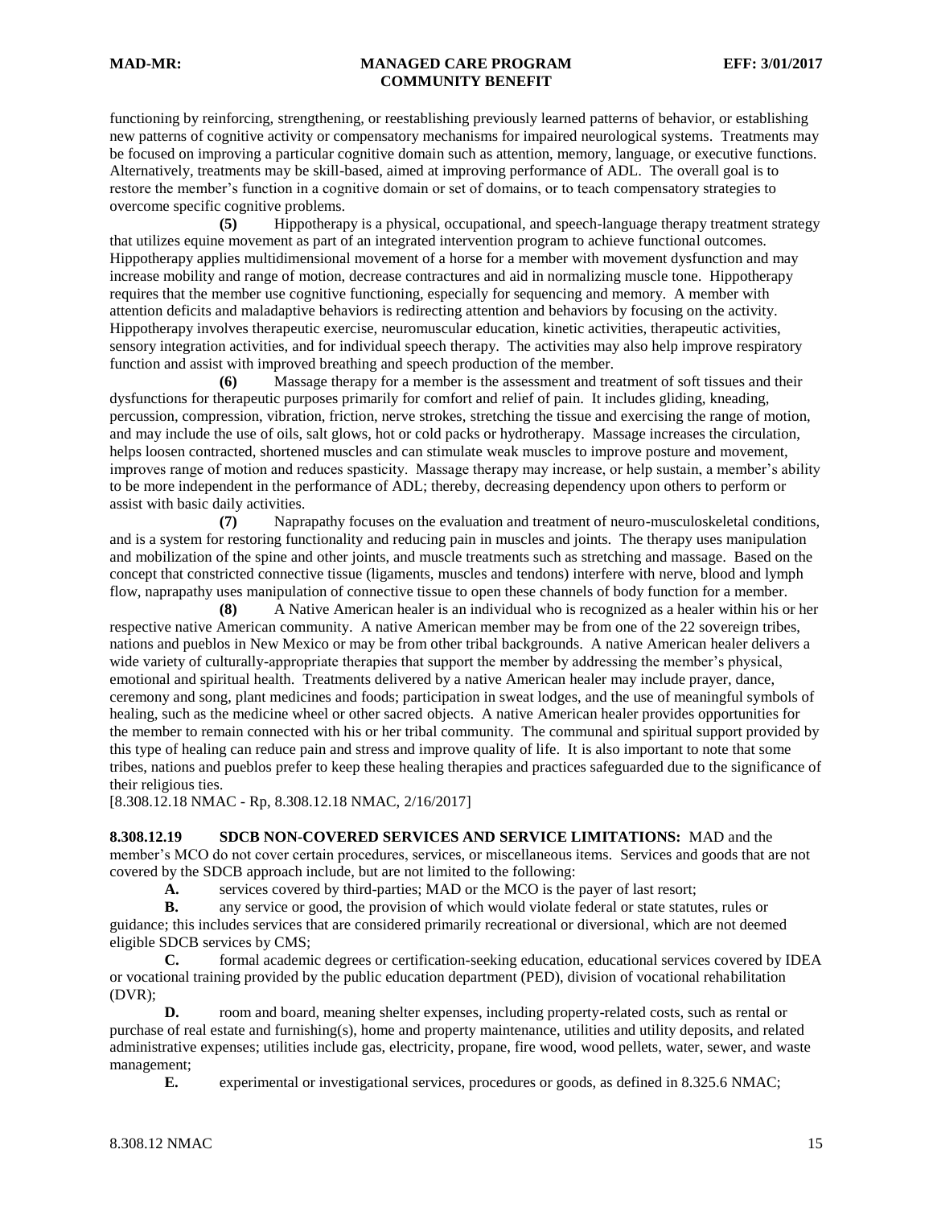functioning by reinforcing, strengthening, or reestablishing previously learned patterns of behavior, or establishing new patterns of cognitive activity or compensatory mechanisms for impaired neurological systems. Treatments may be focused on improving a particular cognitive domain such as attention, memory, language, or executive functions. Alternatively, treatments may be skill-based, aimed at improving performance of ADL. The overall goal is to restore the member's function in a cognitive domain or set of domains, or to teach compensatory strategies to overcome specific cognitive problems.

**(5)** Hippotherapy is a physical, occupational, and speech-language therapy treatment strategy that utilizes equine movement as part of an integrated intervention program to achieve functional outcomes. Hippotherapy applies multidimensional movement of a horse for a member with movement dysfunction and may increase mobility and range of motion, decrease contractures and aid in normalizing muscle tone. Hippotherapy requires that the member use cognitive functioning, especially for sequencing and memory. A member with attention deficits and maladaptive behaviors is redirecting attention and behaviors by focusing on the activity. Hippotherapy involves therapeutic exercise, neuromuscular education, kinetic activities, therapeutic activities, sensory integration activities, and for individual speech therapy. The activities may also help improve respiratory function and assist with improved breathing and speech production of the member.

**(6)** Massage therapy for a member is the assessment and treatment of soft tissues and their dysfunctions for therapeutic purposes primarily for comfort and relief of pain. It includes gliding, kneading, percussion, compression, vibration, friction, nerve strokes, stretching the tissue and exercising the range of motion, and may include the use of oils, salt glows, hot or cold packs or hydrotherapy. Massage increases the circulation, helps loosen contracted, shortened muscles and can stimulate weak muscles to improve posture and movement, improves range of motion and reduces spasticity. Massage therapy may increase, or help sustain, a member's ability to be more independent in the performance of ADL; thereby, decreasing dependency upon others to perform or assist with basic daily activities.

**(7)** Naprapathy focuses on the evaluation and treatment of neuro-musculoskeletal conditions, and is a system for restoring functionality and reducing pain in muscles and joints. The therapy uses manipulation and mobilization of the spine and other joints, and muscle treatments such as stretching and massage. Based on the concept that constricted connective tissue (ligaments, muscles and tendons) interfere with nerve, blood and lymph flow, naprapathy uses manipulation of connective tissue to open these channels of body function for a member.

**(8)** A Native American healer is an individual who is recognized as a healer within his or her respective native American community. A native American member may be from one of the 22 sovereign tribes, nations and pueblos in New Mexico or may be from other tribal backgrounds. A native American healer delivers a wide variety of culturally-appropriate therapies that support the member by addressing the member's physical, emotional and spiritual health. Treatments delivered by a native American healer may include prayer, dance, ceremony and song, plant medicines and foods; participation in sweat lodges, and the use of meaningful symbols of healing, such as the medicine wheel or other sacred objects. A native American healer provides opportunities for the member to remain connected with his or her tribal community. The communal and spiritual support provided by this type of healing can reduce pain and stress and improve quality of life. It is also important to note that some tribes, nations and pueblos prefer to keep these healing therapies and practices safeguarded due to the significance of their religious ties.

[8.308.12.18 NMAC - Rp, 8.308.12.18 NMAC, 2/16/2017]

**8.308.12.19 SDCB NON-COVERED SERVICES AND SERVICE LIMITATIONS:** MAD and the member's MCO do not cover certain procedures, services, or miscellaneous items. Services and goods that are not covered by the SDCB approach include, but are not limited to the following:

**A.** services covered by third-parties; MAD or the MCO is the payer of last resort;

**B.** any service or good, the provision of which would violate federal or state statutes, rules or guidance; this includes services that are considered primarily recreational or diversional, which are not deemed eligible SDCB services by CMS;

**C.** formal academic degrees or certification-seeking education, educational services covered by IDEA or vocational training provided by the public education department (PED), division of vocational rehabilitation (DVR);

**D.** room and board, meaning shelter expenses, including property-related costs, such as rental or purchase of real estate and furnishing(s), home and property maintenance, utilities and utility deposits, and related administrative expenses; utilities include gas, electricity, propane, fire wood, wood pellets, water, sewer, and waste management;

**E.** experimental or investigational services, procedures or goods, as defined in 8.325.6 NMAC;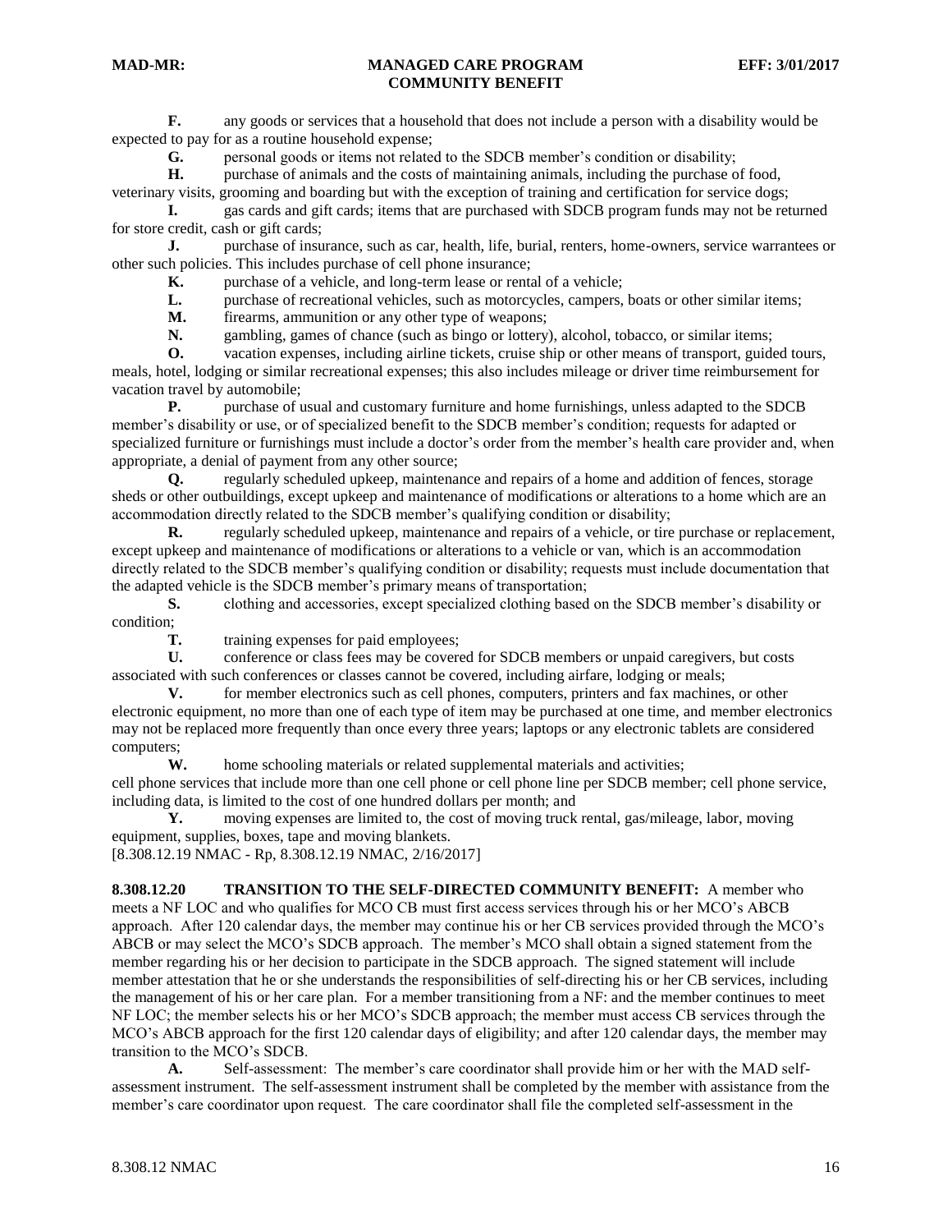**F.** any goods or services that a household that does not include a person with a disability would be expected to pay for as a routine household expense;

**G.** personal goods or items not related to the SDCB member's condition or disability;

**H.** purchase of animals and the costs of maintaining animals, including the purchase of food, veterinary visits, grooming and boarding but with the exception of training and certification for service dogs;

**I.** gas cards and gift cards; items that are purchased with SDCB program funds may not be returned for store credit, cash or gift cards;

**J.** purchase of insurance, such as car, health, life, burial, renters, home-owners, service warrantees or other such policies. This includes purchase of cell phone insurance;

**K.** purchase of a vehicle, and long-term lease or rental of a vehicle;

**L.** purchase of recreational vehicles, such as motorcycles, campers, boats or other similar items;

**M.** firearms, ammunition or any other type of weapons;

**N.** gambling, games of chance (such as bingo or lottery), alcohol, tobacco, or similar items;

**O.** vacation expenses, including airline tickets, cruise ship or other means of transport, guided tours, meals, hotel, lodging or similar recreational expenses; this also includes mileage or driver time reimbursement for vacation travel by automobile;

**P.** purchase of usual and customary furniture and home furnishings, unless adapted to the SDCB member's disability or use, or of specialized benefit to the SDCB member's condition; requests for adapted or specialized furniture or furnishings must include a doctor's order from the member's health care provider and, when appropriate, a denial of payment from any other source;

**Q.** regularly scheduled upkeep, maintenance and repairs of a home and addition of fences, storage sheds or other outbuildings, except upkeep and maintenance of modifications or alterations to a home which are an accommodation directly related to the SDCB member's qualifying condition or disability;

**R.** regularly scheduled upkeep, maintenance and repairs of a vehicle, or tire purchase or replacement, except upkeep and maintenance of modifications or alterations to a vehicle or van, which is an accommodation directly related to the SDCB member's qualifying condition or disability; requests must include documentation that the adapted vehicle is the SDCB member's primary means of transportation;

**S.** clothing and accessories, except specialized clothing based on the SDCB member's disability or condition;

**T.** training expenses for paid employees;

**U.** conference or class fees may be covered for SDCB members or unpaid caregivers, but costs associated with such conferences or classes cannot be covered, including airfare, lodging or meals;

**V.** for member electronics such as cell phones, computers, printers and fax machines, or other electronic equipment, no more than one of each type of item may be purchased at one time, and member electronics may not be replaced more frequently than once every three years; laptops or any electronic tablets are considered computers;

**W.** home schooling materials or related supplemental materials and activities;

cell phone services that include more than one cell phone or cell phone line per SDCB member; cell phone service, including data, is limited to the cost of one hundred dollars per month; and

**Y.** moving expenses are limited to, the cost of moving truck rental, gas/mileage, labor, moving equipment, supplies, boxes, tape and moving blankets.

[8.308.12.19 NMAC - Rp, 8.308.12.19 NMAC, 2/16/2017]

**8.308.12.20 TRANSITION TO THE SELF-DIRECTED COMMUNITY BENEFIT:** A member who meets a NF LOC and who qualifies for MCO CB must first access services through his or her MCO's ABCB approach. After 120 calendar days, the member may continue his or her CB services provided through the MCO's ABCB or may select the MCO's SDCB approach. The member's MCO shall obtain a signed statement from the member regarding his or her decision to participate in the SDCB approach. The signed statement will include member attestation that he or she understands the responsibilities of self-directing his or her CB services, including the management of his or her care plan. For a member transitioning from a NF: and the member continues to meet NF LOC; the member selects his or her MCO's SDCB approach; the member must access CB services through the MCO's ABCB approach for the first 120 calendar days of eligibility; and after 120 calendar days, the member may transition to the MCO's SDCB.

**A.** Self-assessment: The member's care coordinator shall provide him or her with the MAD self-assessment instrument. The self-assessment instrument shall be completed by the member with assistance from the member's care coordinator upon request. The care coordinator shall file the completed self-assessment in the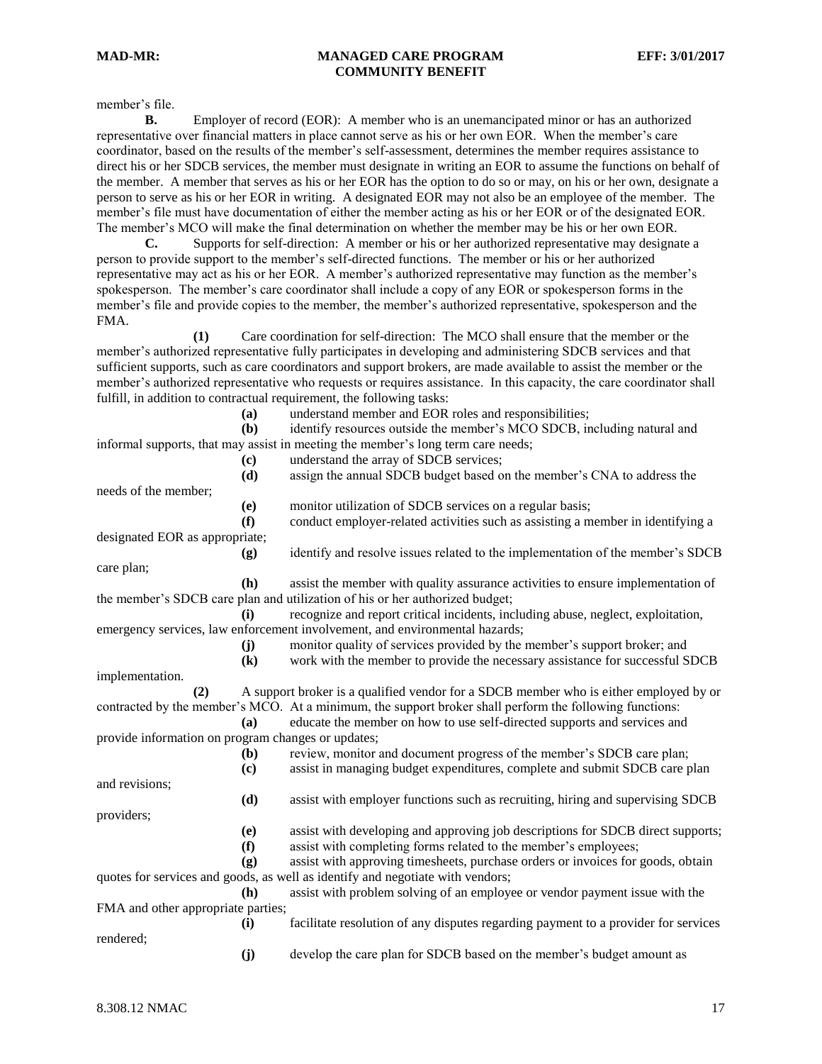member's file.

**B.** Employer of record (EOR): A member who is an unemancipated minor or has an authorized representative over financial matters in place cannot serve as his or her own EOR. When the member's care coordinator, based on the results of the member's self-assessment, determines the member requires assistance to direct his or her SDCB services, the member must designate in writing an EOR to assume the functions on behalf of the member. A member that serves as his or her EOR has the option to do so or may, on his or her own, designate a person to serve as his or her EOR in writing. A designated EOR may not also be an employee of the member. The member's file must have documentation of either the member acting as his or her EOR or of the designated EOR. The member's MCO will make the final determination on whether the member may be his or her own EOR.

**C.** Supports for self-direction: A member or his or her authorized representative may designate a person to provide support to the member's self-directed functions. The member or his or her authorized representative may act as his or her EOR. A member's authorized representative may function as the member's spokesperson. The member's care coordinator shall include a copy of any EOR or spokesperson forms in the member's file and provide copies to the member, the member's authorized representative, spokesperson and the FMA.

**(1)** Care coordination for self-direction: The MCO shall ensure that the member or the member's authorized representative fully participates in developing and administering SDCB services and that sufficient supports, such as care coordinators and support brokers, are made available to assist the member or the member's authorized representative who requests or requires assistance. In this capacity, the care coordinator shall fulfill, in addition to contractual requirement, the following tasks:

**(a)** understand member and EOR roles and responsibilities;

**(b)** identify resources outside the member's MCO SDCB, including natural and informal supports, that may assist in meeting the member's long term care needs;

**(c)** understand the array of SDCB services;

**(d)** assign the annual SDCB budget based on the member's CNA to address the needs of the member;

**(e)** monitor utilization of SDCB services on a regular basis;

**(f)** conduct employer-related activities such as assisting a member in identifying a designated EOR as appropriate;

**(g)** identify and resolve issues related to the implementation of the member's SDCB care plan;

**(h)** assist the member with quality assurance activities to ensure implementation of the member's SDCB care plan and utilization of his or her authorized budget;

**(i)** recognize and report critical incidents, including abuse, neglect, exploitation, emergency services, law enforcement involvement, and environmental hazards;

**(j)** monitor quality of services provided by the member's support broker; and

**(k)** work with the member to provide the necessary assistance for successful SDCB implementation.

**(2)** A support broker is a qualified vendor for a SDCB member who is either employed by or contracted by the member's MCO. At a minimum, the support broker shall perform the following functions:

**(a)** educate the member on how to use self-directed supports and services and provide information on program changes or updates;

**(b)** review, monitor and document progress of the member's SDCB care plan;

**(c)** assist in managing budget expenditures, complete and submit SDCB care plan and revisions;

**(d)** assist with employer functions such as recruiting, hiring and supervising SDCB providers;

**(e)** assist with developing and approving job descriptions for SDCB direct supports;

**(f)** assist with completing forms related to the member's employees;

**(g)** assist with approving timesheets, purchase orders or invoices for goods, obtain quotes for services and goods, as well as identify and negotiate with vendors;

**(h)** assist with problem solving of an employee or vendor payment issue with the FMA and other appropriate parties;

**(i)** facilitate resolution of any disputes regarding payment to a provider for services rendered;

**(j)** develop the care plan for SDCB based on the member's budget amount as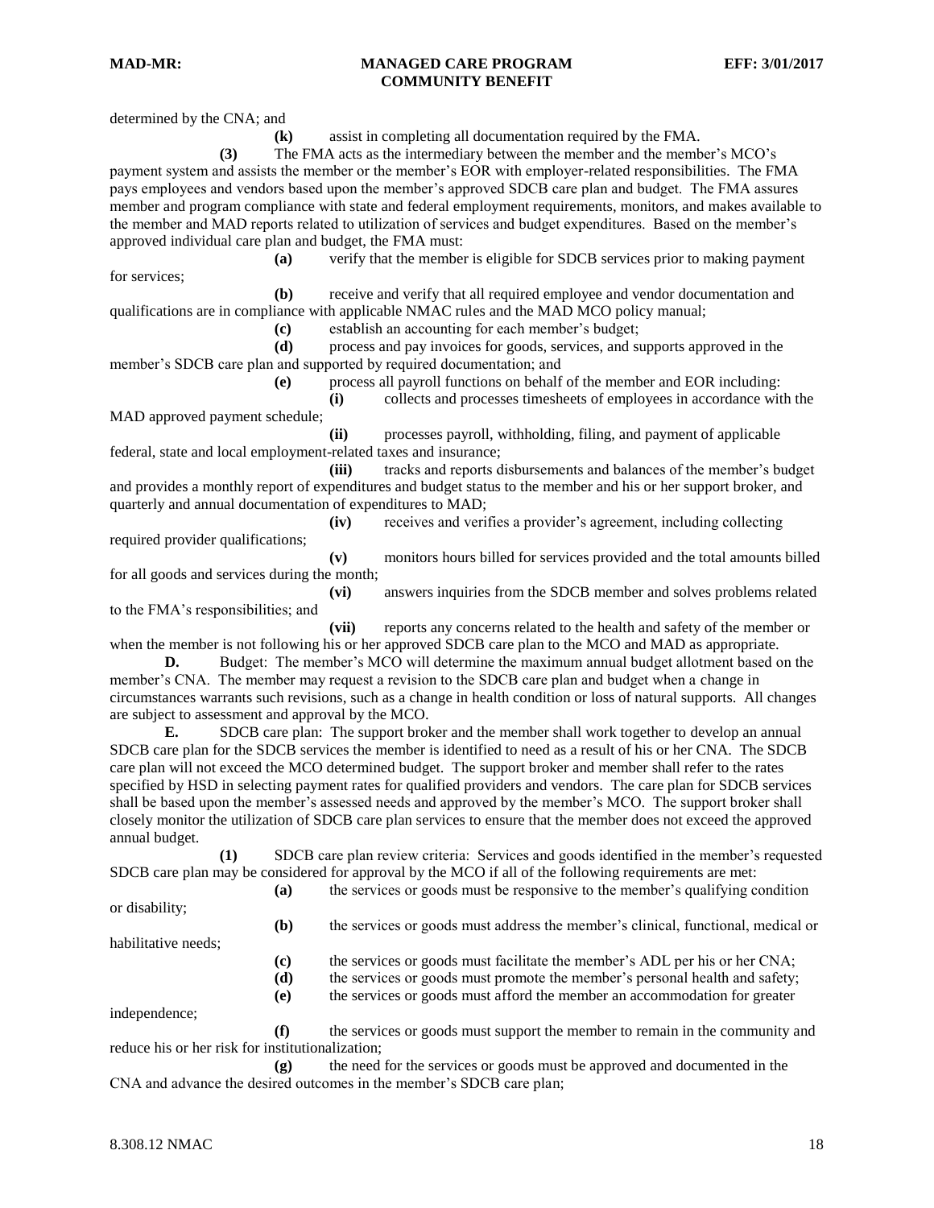determined by the CNA; and

**(k)** assist in completing all documentation required by the FMA.

**(3)** The FMA acts as the intermediary between the member and the member's MCO's payment system and assists the member or the member's EOR with employer-related responsibilities. The FMA pays employees and vendors based upon the member's approved SDCB care plan and budget. The FMA assures member and program compliance with state and federal employment requirements, monitors, and makes available to the member and MAD reports related to utilization of services and budget expenditures. Based on the member's approved individual care plan and budget, the FMA must:

**(a)** verify that the member is eligible for SDCB services prior to making payment for services;

**(b)** receive and verify that all required employee and vendor documentation and qualifications are in compliance with applicable NMAC rules and the MAD MCO policy manual;

**(c)** establish an accounting for each member's budget;

**(d)** process and pay invoices for goods, services, and supports approved in the member's SDCB care plan and supported by required documentation; and

**(e)** process all payroll functions on behalf of the member and EOR including:

**(i)** collects and processes timesheets of employees in accordance with the MAD approved payment schedule;

**(ii)** processes payroll, withholding, filing, and payment of applicable federal, state and local employment-related taxes and insurance;

**(iii)** tracks and reports disbursements and balances of the member's budget and provides a monthly report of expenditures and budget status to the member and his or her support broker, and quarterly and annual documentation of expenditures to MAD;

**(iv)** receives and verifies a provider's agreement, including collecting required provider qualifications;

**(v)** monitors hours billed for services provided and the total amounts billed for all goods and services during the month;

**(vi)** answers inquiries from the SDCB member and solves problems related to the FMA's responsibilities; and

**(vii)** reports any concerns related to the health and safety of the member or when the member is not following his or her approved SDCB care plan to the MCO and MAD as appropriate.

**D.** Budget: The member's MCO will determine the maximum annual budget allotment based on the member's CNA. The member may request a revision to the SDCB care plan and budget when a change in circumstances warrants such revisions, such as a change in health condition or loss of natural supports. All changes are subject to assessment and approval by the MCO.

**E.** SDCB care plan: The support broker and the member shall work together to develop an annual SDCB care plan for the SDCB services the member is identified to need as a result of his or her CNA. The SDCB care plan will not exceed the MCO determined budget. The support broker and member shall refer to the rates specified by HSD in selecting payment rates for qualified providers and vendors. The care plan for SDCB services shall be based upon the member's assessed needs and approved by the member's MCO. The support broker shall closely monitor the utilization of SDCB care plan services to ensure that the member does not exceed the approved annual budget.

**(1)** SDCB care plan review criteria: Services and goods identified in the member's requested SDCB care plan may be considered for approval by the MCO if all of the following requirements are met:

**(a)** the services or goods must be responsive to the member's qualifying condition or disability;

**(b)** the services or goods must address the member's clinical, functional, medical or habilitative needs;

**(c)** the services or goods must facilitate the member's ADL per his or her CNA;

**(d)** the services or goods must promote the member's personal health and safety;

**(e)** the services or goods must afford the member an accommodation for greater independence;

**(f)** the services or goods must support the member to remain in the community and reduce his or her risk for institutionalization;

**(g)** the need for the services or goods must be approved and documented in the CNA and advance the desired outcomes in the member's SDCB care plan;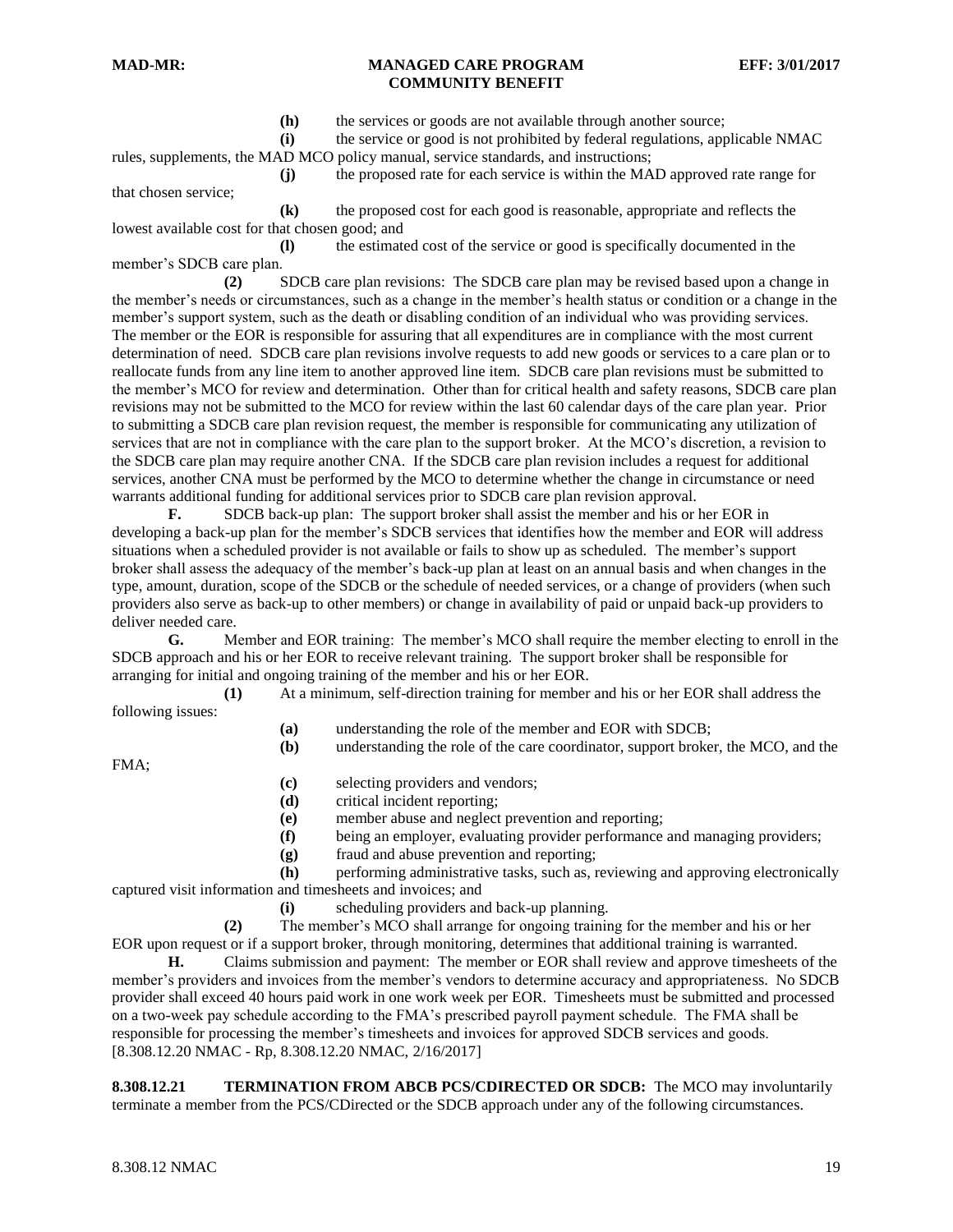**(h)** the services or goods are not available through another source;

**(i)** the service or good is not prohibited by federal regulations, applicable NMAC rules, supplements, the MAD MCO policy manual, service standards, and instructions;

**(j)** the proposed rate for each service is within the MAD approved rate range for that chosen service;

**(k)** the proposed cost for each good is reasonable, appropriate and reflects the lowest available cost for that chosen good; and

**(l)** the estimated cost of the service or good is specifically documented in the member's SDCB care plan.

**(2)** SDCB care plan revisions: The SDCB care plan may be revised based upon a change in the member's needs or circumstances, such as a change in the member's health status or condition or a change in the member's support system, such as the death or disabling condition of an individual who was providing services. The member or the EOR is responsible for assuring that all expenditures are in compliance with the most current determination of need. SDCB care plan revisions involve requests to add new goods or services to a care plan or to reallocate funds from any line item to another approved line item. SDCB care plan revisions must be submitted to the member's MCO for review and determination. Other than for critical health and safety reasons, SDCB care plan revisions may not be submitted to the MCO for review within the last 60 calendar days of the care plan year. Prior to submitting a SDCB care plan revision request, the member is responsible for communicating any utilization of services that are not in compliance with the care plan to the support broker. At the MCO's discretion, a revision to the SDCB care plan may require another CNA. If the SDCB care plan revision includes a request for additional services, another CNA must be performed by the MCO to determine whether the change in circumstance or need warrants additional funding for additional services prior to SDCB care plan revision approval.

**F.** SDCB back-up plan: The support broker shall assist the member and his or her EOR in developing a back-up plan for the member's SDCB services that identifies how the member and EOR will address situations when a scheduled provider is not available or fails to show up as scheduled. The member's support broker shall assess the adequacy of the member's back-up plan at least on an annual basis and when changes in the type, amount, duration, scope of the SDCB or the schedule of needed services, or a change of providers (when such providers also serve as back-up to other members) or change in availability of paid or unpaid back-up providers to deliver needed care.

**G.** Member and EOR training: The member's MCO shall require the member electing to enroll in the SDCB approach and his or her EOR to receive relevant training. The support broker shall be responsible for arranging for initial and ongoing training of the member and his or her EOR.

**(1)** At a minimum, self-direction training for member and his or her EOR shall address the following issues:

**(a)** understanding the role of the member and EOR with SDCB;

**(b)** understanding the role of the care coordinator, support broker, the MCO, and the FMA;

**(c)** selecting providers and vendors;

**(d)** critical incident reporting;

**(e)** member abuse and neglect prevention and reporting;

**(f)** being an employer, evaluating provider performance and managing providers;

**(g)** fraud and abuse prevention and reporting;

**(h)** performing administrative tasks, such as, reviewing and approving electronically captured visit information and timesheets and invoices; and

**(i)** scheduling providers and back-up planning.

**(2)** The member's MCO shall arrange for ongoing training for the member and his or her EOR upon request or if a support broker, through monitoring, determines that additional training is warranted.

**H.** Claims submission and payment: The member or EOR shall review and approve timesheets of the member's providers and invoices from the member's vendors to determine accuracy and appropriateness. No SDCB provider shall exceed 40 hours paid work in one work week per EOR. Timesheets must be submitted and processed on a two-week pay schedule according to the FMA's prescribed payroll payment schedule. The FMA shall be responsible for processing the member's timesheets and invoices for approved SDCB services and goods.
[8.308.12.20 NMAC - Rp, 8.308.12.20 NMAC, 2/16/2017]

**8.308.12.21 TERMINATION FROM ABCB PCS/CDIRECTED OR SDCB:** The MCO may involuntarily terminate a member from the PCS/CDirected or the SDCB approach under any of the following circumstances.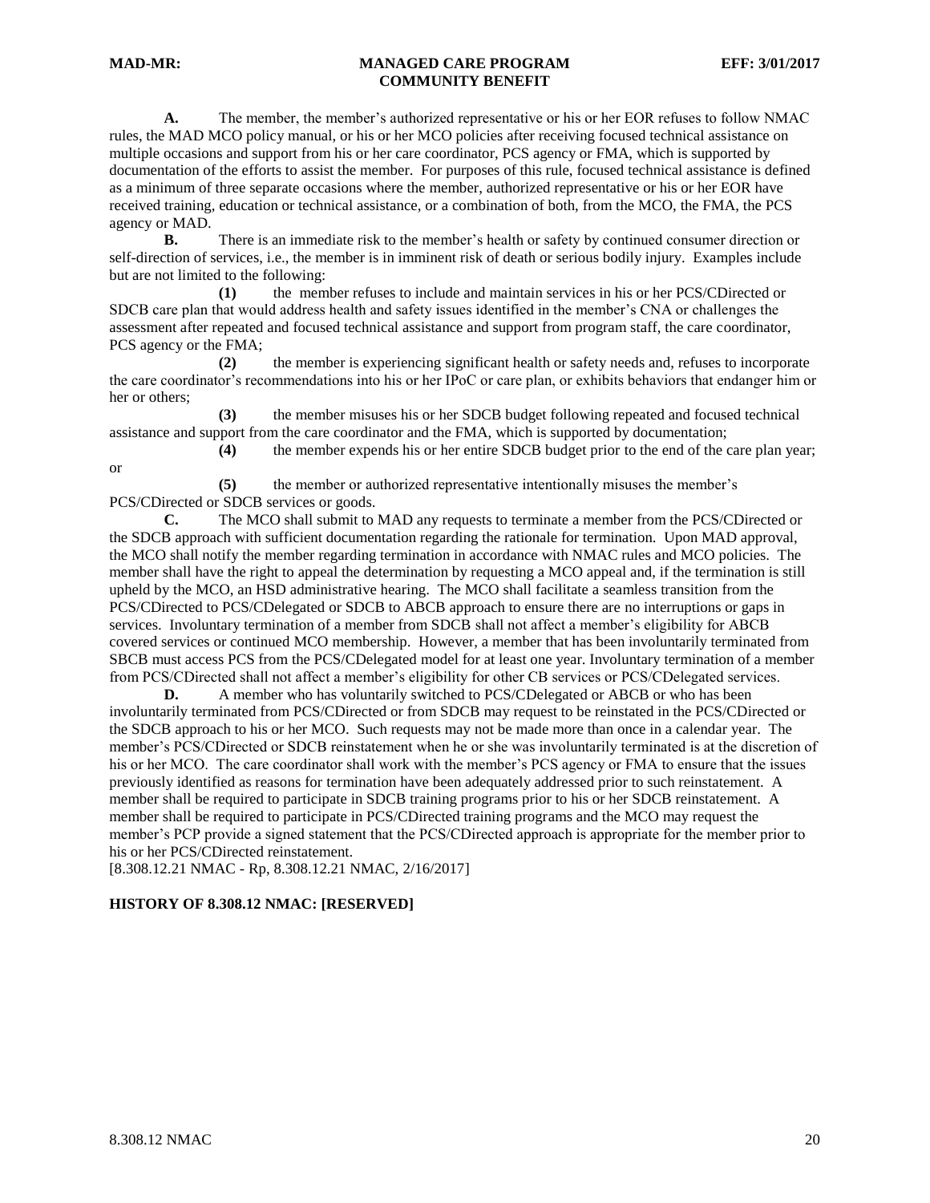**A.** The member, the member's authorized representative or his or her EOR refuses to follow NMAC rules, the MAD MCO policy manual, or his or her MCO policies after receiving focused technical assistance on multiple occasions and support from his or her care coordinator, PCS agency or FMA, which is supported by documentation of the efforts to assist the member. For purposes of this rule, focused technical assistance is defined as a minimum of three separate occasions where the member, authorized representative or his or her EOR have received training, education or technical assistance, or a combination of both, from the MCO, the FMA, the PCS agency or MAD.

**B.** There is an immediate risk to the member's health or safety by continued consumer direction or self-direction of services, i.e., the member is in imminent risk of death or serious bodily injury. Examples include but are not limited to the following:

**(1)** the member refuses to include and maintain services in his or her PCS/CDirected or SDCB care plan that would address health and safety issues identified in the member's CNA or challenges the assessment after repeated and focused technical assistance and support from program staff, the care coordinator, PCS agency or the FMA;

**(2)** the member is experiencing significant health or safety needs and, refuses to incorporate the care coordinator's recommendations into his or her IPoC or care plan, or exhibits behaviors that endanger him or her or others;

**(3)** the member misuses his or her SDCB budget following repeated and focused technical assistance and support from the care coordinator and the FMA, which is supported by documentation;

**(4)** the member expends his or her entire SDCB budget prior to the end of the care plan year; or

**(5)** the member or authorized representative intentionally misuses the member's PCS/CDirected or SDCB services or goods.

**C.** The MCO shall submit to MAD any requests to terminate a member from the PCS/CDirected or the SDCB approach with sufficient documentation regarding the rationale for termination. Upon MAD approval, the MCO shall notify the member regarding termination in accordance with NMAC rules and MCO policies. The member shall have the right to appeal the determination by requesting a MCO appeal and, if the termination is still upheld by the MCO, an HSD administrative hearing. The MCO shall facilitate a seamless transition from the PCS/CDirected to PCS/CDelegated or SDCB to ABCB approach to ensure there are no interruptions or gaps in services. Involuntary termination of a member from SDCB shall not affect a member's eligibility for ABCB covered services or continued MCO membership. However, a member that has been involuntarily terminated from SBCB must access PCS from the PCS/CDelegated model for at least one year. Involuntary termination of a member from PCS/CDirected shall not affect a member's eligibility for other CB services or PCS/CDelegated services.

**D.** A member who has voluntarily switched to PCS/CDelegated or ABCB or who has been involuntarily terminated from PCS/CDirected or from SDCB may request to be reinstated in the PCS/CDirected or the SDCB approach to his or her MCO. Such requests may not be made more than once in a calendar year. The member's PCS/CDirected or SDCB reinstatement when he or she was involuntarily terminated is at the discretion of his or her MCO. The care coordinator shall work with the member's PCS agency or FMA to ensure that the issues previously identified as reasons for termination have been adequately addressed prior to such reinstatement. A member shall be required to participate in SDCB training programs prior to his or her SDCB reinstatement. A member shall be required to participate in PCS/CDirected training programs and the MCO may request the member's PCP provide a signed statement that the PCS/CDirected approach is appropriate for the member prior to his or her PCS/CDirected reinstatement.

[8.308.12.21 NMAC - Rp, 8.308.12.21 NMAC, 2/16/2017]

**HISTORY OF 8.308.12 NMAC: [RESERVED]**